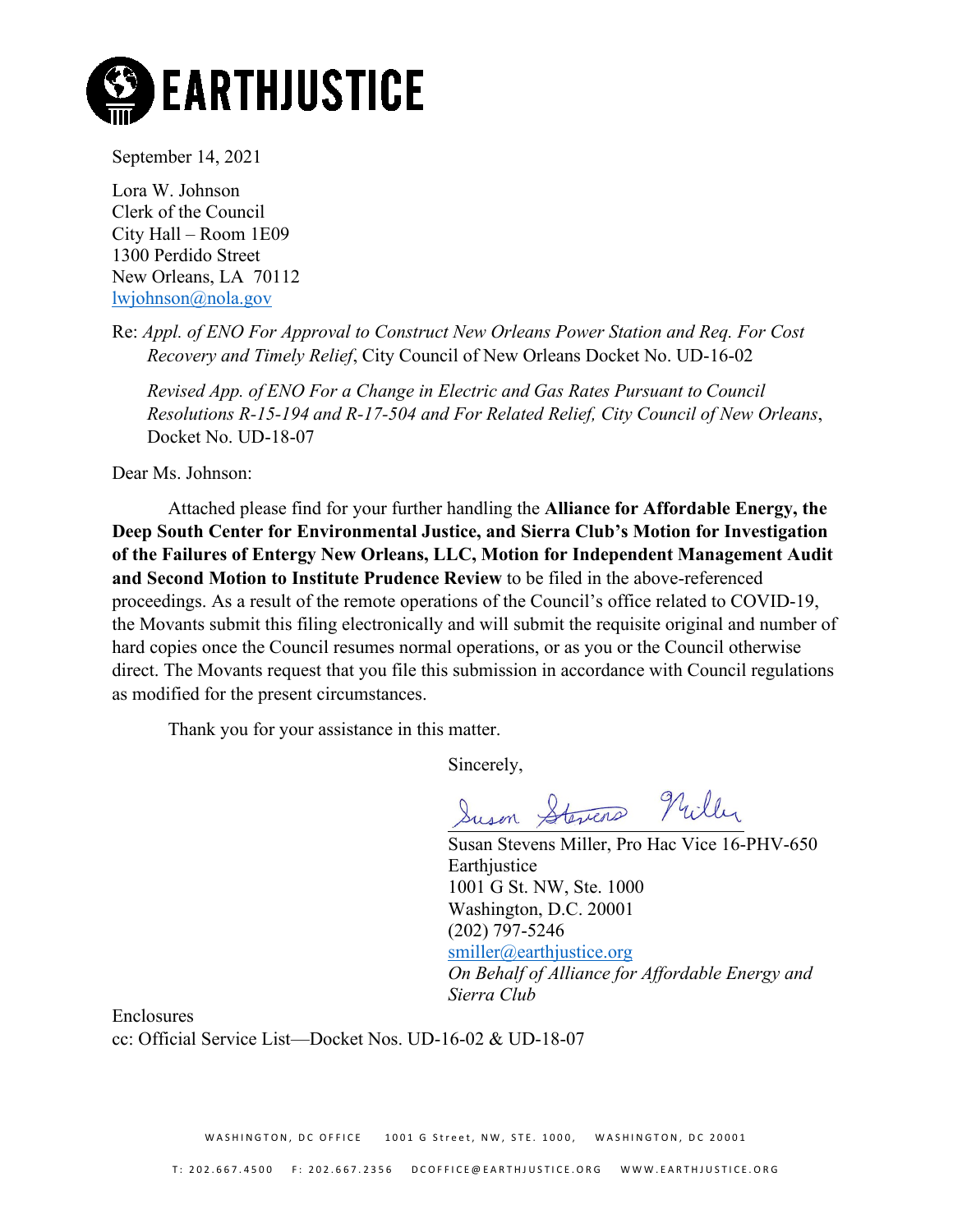EARTHJUSTICE

September 14, 2021

Lora W. Johnson
Clerk of the Council
City Hall – Room 1E09
1300 Perdido Street
New Orleans, LA 70112
lwjohnson@nola.gov

Re: *Appl. of ENO For Approval to Construct New Orleans Power Station and Req. For Cost Recovery and Timely Relief*, City Council of New Orleans Docket No. UD-16-02

*Revised App. of ENO For a Change in Electric and Gas Rates Pursuant to Council Resolutions R-15-194 and R-17-504 and For Related Relief, City Council of New Orleans*, Docket No. UD-18-07

Dear Ms. Johnson:

Attached please find for your further handling the **Alliance for Affordable Energy, the Deep South Center for Environmental Justice, and Sierra Club's Motion for Investigation of the Failures of Entergy New Orleans, LLC, Motion for Independent Management Audit and Second Motion to Institute Prudence Review** to be filed in the above-referenced proceedings. As a result of the remote operations of the Council's office related to COVID-19, the Movants submit this filing electronically and will submit the requisite original and number of hard copies once the Council resumes normal operations, or as you or the Council otherwise direct. The Movants request that you file this submission in accordance with Council regulations as modified for the present circumstances.

Thank you for your assistance in this matter.

Sincerely,

Susan Stevens Miller

Susan Stevens Miller, Pro Hac Vice 16-PHV-650
Earthjustice
1001 G St. NW, Ste. 1000
Washington, D.C. 20001
(202) 797-5246
smiller@earthjustice.org
*On Behalf of Alliance for Affordable Energy and Sierra Club*

Enclosures
cc: Official Service List—Docket Nos. UD-16-02 & UD-18-07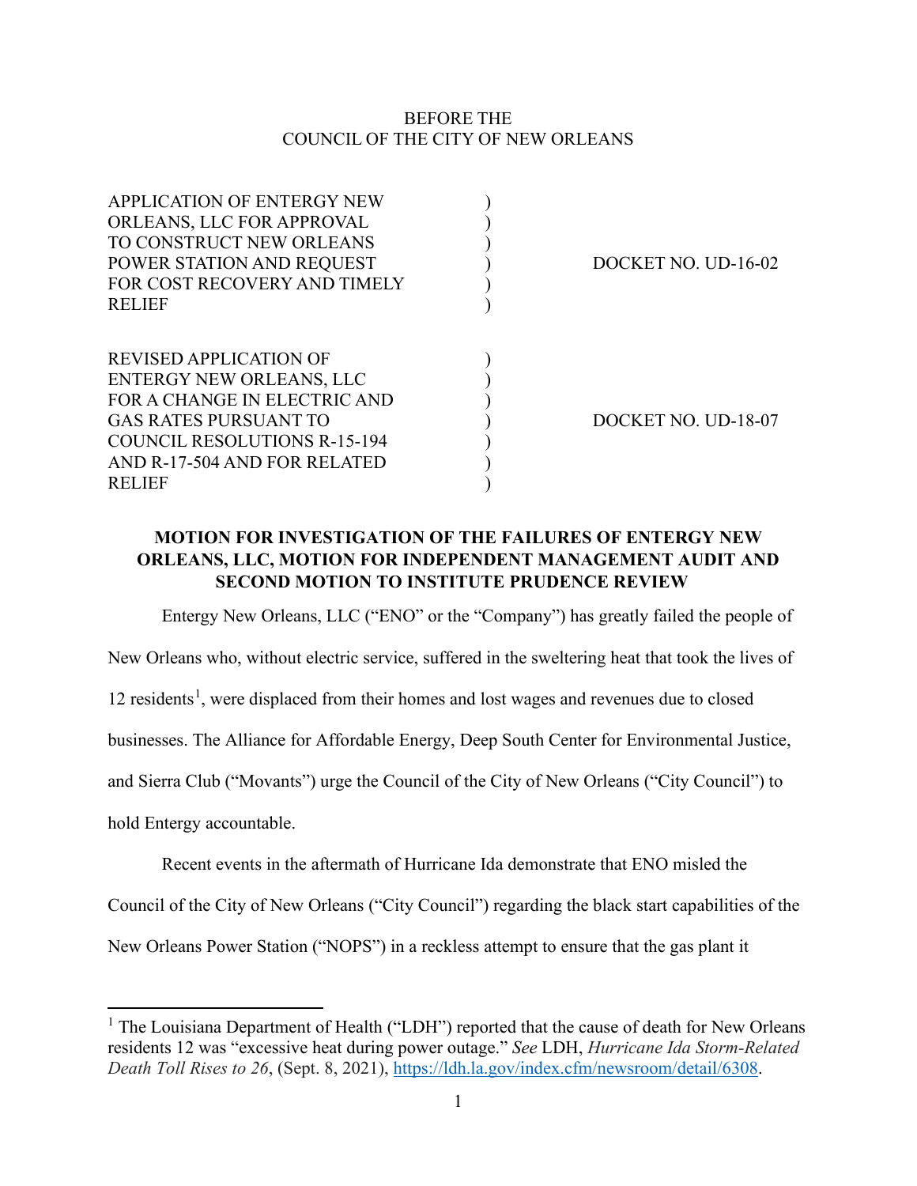BEFORE THE
COUNCIL OF THE CITY OF NEW ORLEANS

| | | |
|---|---|---|
| APPLICATION OF ENTERGY NEW ORLEANS, LLC FOR APPROVAL TO CONSTRUCT NEW ORLEANS POWER STATION AND REQUEST FOR COST RECOVERY AND TIMELY RELIEF | ) | DOCKET NO. UD-16-02 |
| REVISED APPLICATION OF ENTERGY NEW ORLEANS, LLC FOR A CHANGE IN ELECTRIC AND GAS RATES PURSUANT TO COUNCIL RESOLUTIONS R-15-194 AND R-17-504 AND FOR RELATED RELIEF | ) | DOCKET NO. UD-18-07 |

**MOTION FOR INVESTIGATION OF THE FAILURES OF ENTERGY NEW ORLEANS, LLC, MOTION FOR INDEPENDENT MANAGEMENT AUDIT AND SECOND MOTION TO INSTITUTE PRUDENCE REVIEW**

Entergy New Orleans, LLC ("ENO" or the "Company") has greatly failed the people of New Orleans who, without electric service, suffered in the sweltering heat that took the lives of 12 residents[1], were displaced from their homes and lost wages and revenues due to closed businesses. The Alliance for Affordable Energy, Deep South Center for Environmental Justice, and Sierra Club ("Movants") urge the Council of the City of New Orleans ("City Council") to hold Entergy accountable.

Recent events in the aftermath of Hurricane Ida demonstrate that ENO misled the Council of the City of New Orleans ("City Council") regarding the black start capabilities of the New Orleans Power Station ("NOPS") in a reckless attempt to ensure that the gas plant it

[1] The Louisiana Department of Health ("LDH") reported that the cause of death for New Orleans residents 12 was "excessive heat during power outage." *See* LDH, *Hurricane Ida Storm-Related Death Toll Rises to 26*, (Sept. 8, 2021), https://ldh.la.gov/index.cfm/newsroom/detail/6308.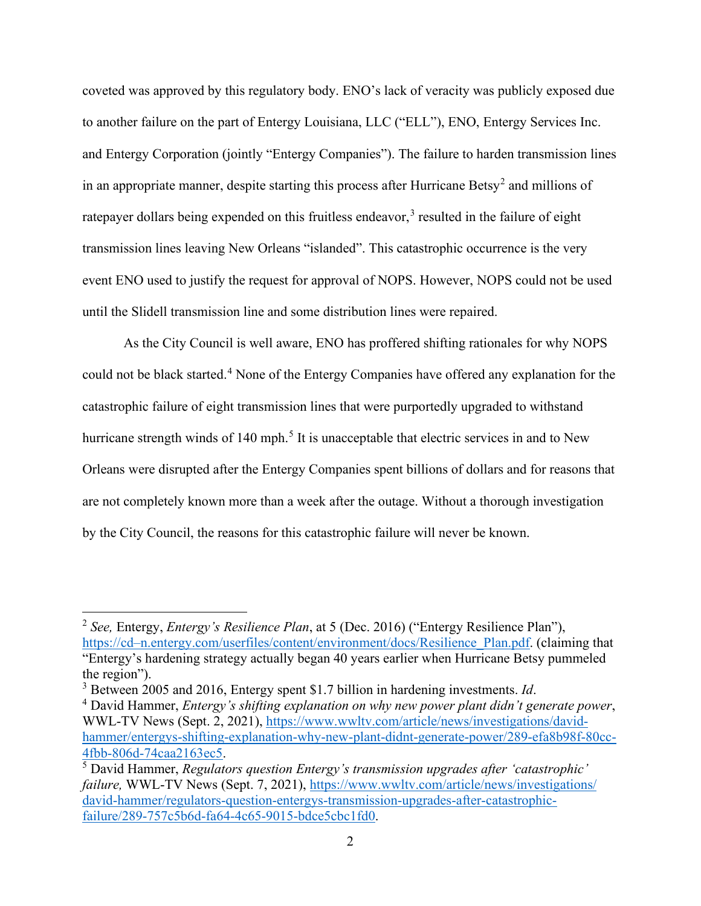coveted was approved by this regulatory body. ENO's lack of veracity was publicly exposed due to another failure on the part of Entergy Louisiana, LLC ("ELL"), ENO, Entergy Services Inc. and Entergy Corporation (jointly "Entergy Companies"). The failure to harden transmission lines in an appropriate manner, despite starting this process after Hurricane Betsy[2] and millions of ratepayer dollars being expended on this fruitless endeavor,[3] resulted in the failure of eight transmission lines leaving New Orleans "islanded". This catastrophic occurrence is the very event ENO used to justify the request for approval of NOPS. However, NOPS could not be used until the Slidell transmission line and some distribution lines were repaired.

As the City Council is well aware, ENO has proffered shifting rationales for why NOPS could not be black started.[4] None of the Entergy Companies have offered any explanation for the catastrophic failure of eight transmission lines that were purportedly upgraded to withstand hurricane strength winds of 140 mph.[5] It is unacceptable that electric services in and to New Orleans were disrupted after the Entergy Companies spent billions of dollars and for reasons that are not completely known more than a week after the outage. Without a thorough investigation by the City Council, the reasons for this catastrophic failure will never be known.

---

[2] *See,* Entergy, *Entergy's Resilience Plan*, at 5 (Dec. 2016) ("Entergy Resilience Plan"), https://cd–n.entergy.com/userfiles/content/environment/docs/Resilience_Plan.pdf. (claiming that "Entergy's hardening strategy actually began 40 years earlier when Hurricane Betsy pummeled the region").

[3] Between 2005 and 2016, Entergy spent $1.7 billion in hardening investments. *Id*.

[4] David Hammer, *Entergy's shifting explanation on why new power plant didn't generate power*, WWL-TV News (Sept. 2, 2021), https://www.wwltv.com/article/news/investigations/david-hammer/entergys-shifting-explanation-why-new-plant-didnt-generate-power/289-efa8b98f-80cc-4fbb-806d-74caa2163ec5.

[5] David Hammer, *Regulators question Entergy's transmission upgrades after 'catastrophic' failure,* WWL-TV News (Sept. 7, 2021), https://www.wwltv.com/article/news/investigations/david-hammer/regulators-question-entergys-transmission-upgrades-after-catastrophic-failure/289-757c5b6d-fa64-4c65-9015-bdce5cbc1fd0.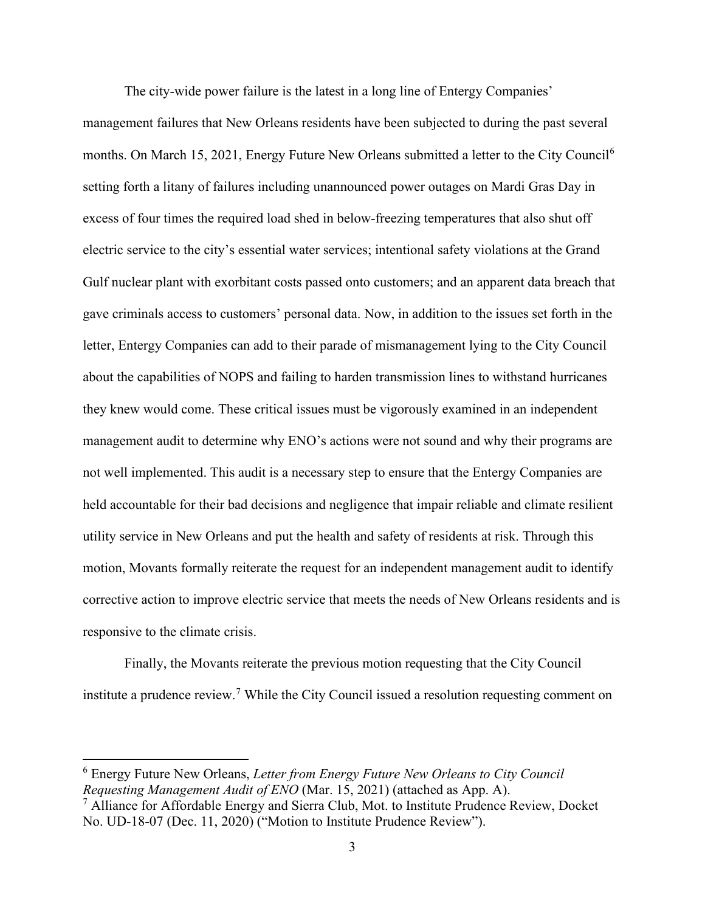The city-wide power failure is the latest in a long line of Entergy Companies' management failures that New Orleans residents have been subjected to during the past several months. On March 15, 2021, Energy Future New Orleans submitted a letter to the City Council[6] setting forth a litany of failures including unannounced power outages on Mardi Gras Day in excess of four times the required load shed in below-freezing temperatures that also shut off electric service to the city's essential water services; intentional safety violations at the Grand Gulf nuclear plant with exorbitant costs passed onto customers; and an apparent data breach that gave criminals access to customers' personal data. Now, in addition to the issues set forth in the letter, Entergy Companies can add to their parade of mismanagement lying to the City Council about the capabilities of NOPS and failing to harden transmission lines to withstand hurricanes they knew would come. These critical issues must be vigorously examined in an independent management audit to determine why ENO's actions were not sound and why their programs are not well implemented. This audit is a necessary step to ensure that the Entergy Companies are held accountable for their bad decisions and negligence that impair reliable and climate resilient utility service in New Orleans and put the health and safety of residents at risk. Through this motion, Movants formally reiterate the request for an independent management audit to identify corrective action to improve electric service that meets the needs of New Orleans residents and is responsive to the climate crisis.

Finally, the Movants reiterate the previous motion requesting that the City Council institute a prudence review.[7] While the City Council issued a resolution requesting comment on

---

[6] Energy Future New Orleans, *Letter from Energy Future New Orleans to City Council Requesting Management Audit of ENO* (Mar. 15, 2021) (attached as App. A).

[7] Alliance for Affordable Energy and Sierra Club, Mot. to Institute Prudence Review, Docket No. UD-18-07 (Dec. 11, 2020) ("Motion to Institute Prudence Review").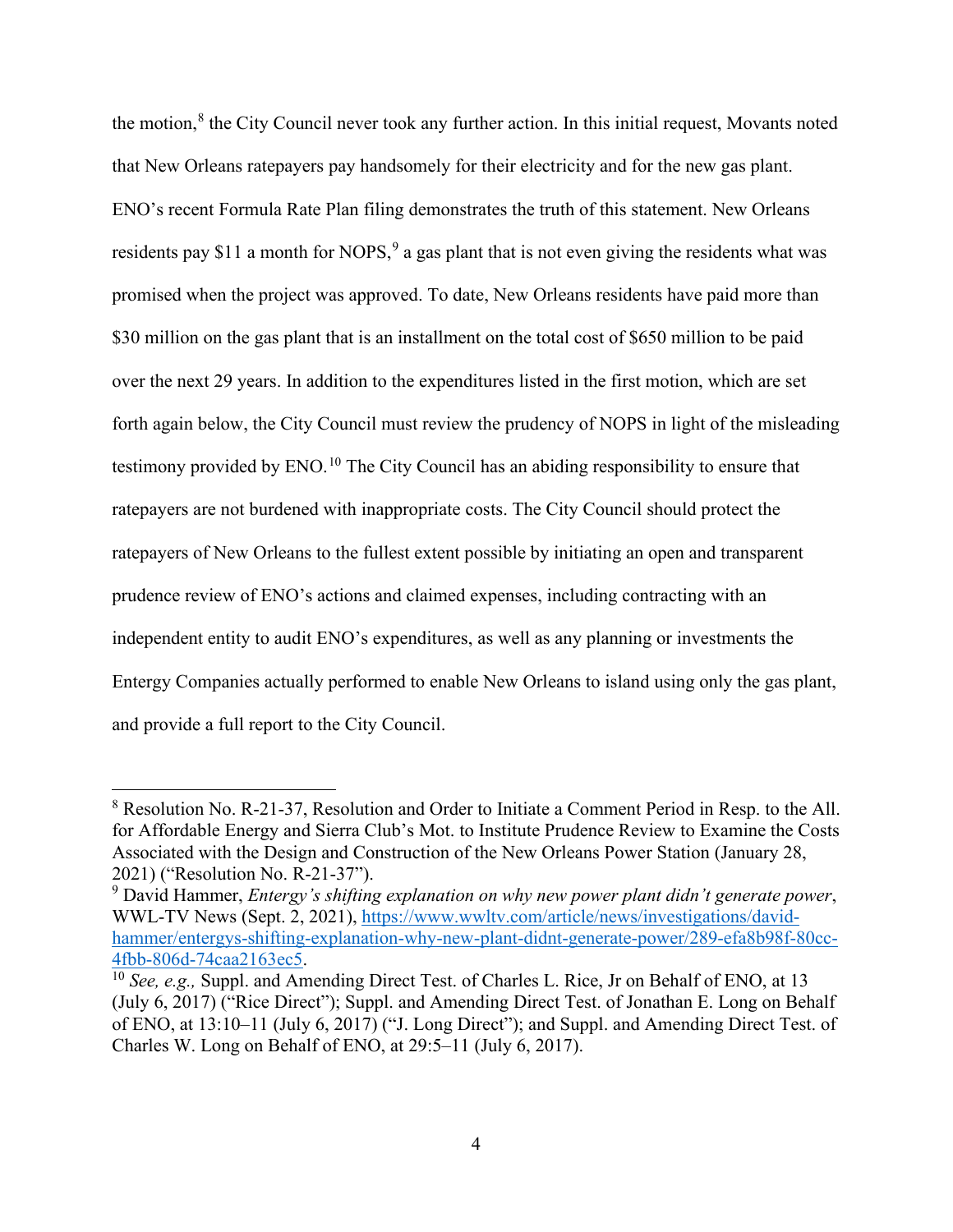the motion,[8] the City Council never took any further action. In this initial request, Movants noted that New Orleans ratepayers pay handsomely for their electricity and for the new gas plant. ENO's recent Formula Rate Plan filing demonstrates the truth of this statement. New Orleans residents pay $11 a month for NOPS,[9] a gas plant that is not even giving the residents what was promised when the project was approved. To date, New Orleans residents have paid more than $30 million on the gas plant that is an installment on the total cost of $650 million to be paid over the next 29 years. In addition to the expenditures listed in the first motion, which are set forth again below, the City Council must review the prudency of NOPS in light of the misleading testimony provided by ENO.[10] The City Council has an abiding responsibility to ensure that ratepayers are not burdened with inappropriate costs. The City Council should protect the ratepayers of New Orleans to the fullest extent possible by initiating an open and transparent prudence review of ENO's actions and claimed expenses, including contracting with an independent entity to audit ENO's expenditures, as well as any planning or investments the Entergy Companies actually performed to enable New Orleans to island using only the gas plant, and provide a full report to the City Council.

---

[8] Resolution No. R-21-37, Resolution and Order to Initiate a Comment Period in Resp. to the All. for Affordable Energy and Sierra Club's Mot. to Institute Prudence Review to Examine the Costs Associated with the Design and Construction of the New Orleans Power Station (January 28, 2021) ("Resolution No. R-21-37").

[9] David Hammer, *Entergy's shifting explanation on why new power plant didn't generate power*, WWL-TV News (Sept. 2, 2021), https://www.wwltv.com/article/news/investigations/david-hammer/entergys-shifting-explanation-why-new-plant-didnt-generate-power/289-efa8b98f-80cc-4fbb-806d-74caa2163ec5.

[10] *See, e.g.,* Suppl. and Amending Direct Test. of Charles L. Rice, Jr on Behalf of ENO, at 13 (July 6, 2017) ("Rice Direct"); Suppl. and Amending Direct Test. of Jonathan E. Long on Behalf of ENO, at 13:10–11 (July 6, 2017) ("J. Long Direct"); and Suppl. and Amending Direct Test. of Charles W. Long on Behalf of ENO, at 29:5–11 (July 6, 2017).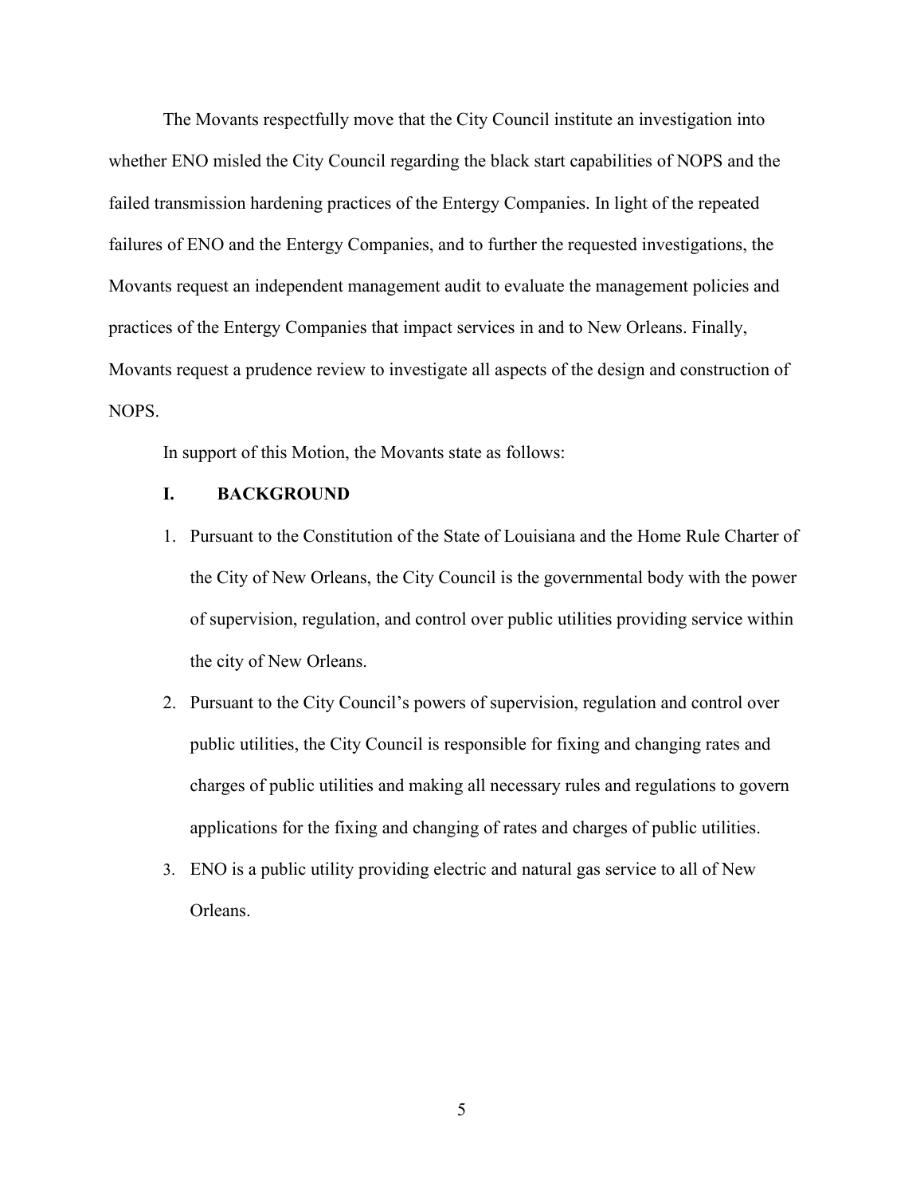The Movants respectfully move that the City Council institute an investigation into whether ENO misled the City Council regarding the black start capabilities of NOPS and the failed transmission hardening practices of the Entergy Companies. In light of the repeated failures of ENO and the Entergy Companies, and to further the requested investigations, the Movants request an independent management audit to evaluate the management policies and practices of the Entergy Companies that impact services in and to New Orleans. Finally, Movants request a prudence review to investigate all aspects of the design and construction of NOPS.

In support of this Motion, the Movants state as follows:

## I. BACKGROUND

1. Pursuant to the Constitution of the State of Louisiana and the Home Rule Charter of the City of New Orleans, the City Council is the governmental body with the power of supervision, regulation, and control over public utilities providing service within the city of New Orleans.
2. Pursuant to the City Council's powers of supervision, regulation and control over public utilities, the City Council is responsible for fixing and changing rates and charges of public utilities and making all necessary rules and regulations to govern applications for the fixing and changing of rates and charges of public utilities.
3. ENO is a public utility providing electric and natural gas service to all of New Orleans.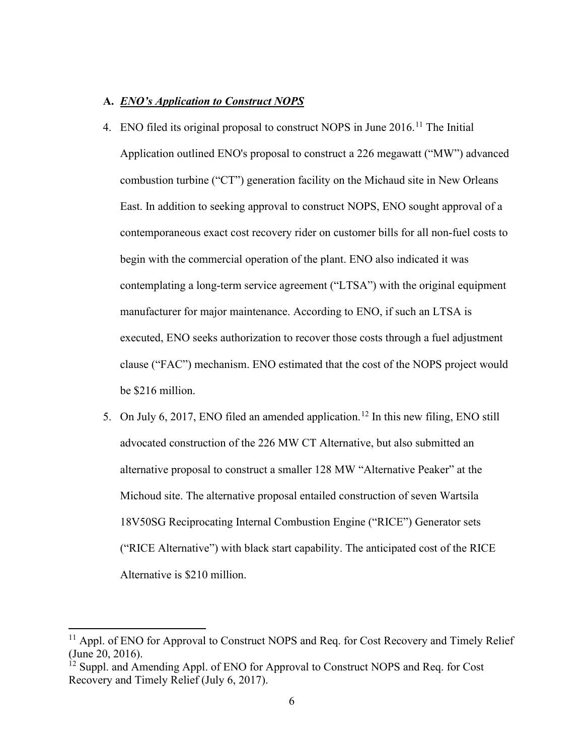### A. ***ENO's Application to Construct NOPS***

4. ENO filed its original proposal to construct NOPS in June 2016.[11] The Initial Application outlined ENO's proposal to construct a 226 megawatt ("MW") advanced combustion turbine ("CT") generation facility on the Michaud site in New Orleans East. In addition to seeking approval to construct NOPS, ENO sought approval of a contemporaneous exact cost recovery rider on customer bills for all non-fuel costs to begin with the commercial operation of the plant. ENO also indicated it was contemplating a long-term service agreement ("LTSA") with the original equipment manufacturer for major maintenance. According to ENO, if such an LTSA is executed, ENO seeks authorization to recover those costs through a fuel adjustment clause ("FAC") mechanism. ENO estimated that the cost of the NOPS project would be $216 million.

5. On July 6, 2017, ENO filed an amended application.[12] In this new filing, ENO still advocated construction of the 226 MW CT Alternative, but also submitted an alternative proposal to construct a smaller 128 MW "Alternative Peaker" at the Michoud site. The alternative proposal entailed construction of seven Wartsila 18V50SG Reciprocating Internal Combustion Engine ("RICE") Generator sets ("RICE Alternative") with black start capability. The anticipated cost of the RICE Alternative is $210 million.

---

[11] Appl. of ENO for Approval to Construct NOPS and Req. for Cost Recovery and Timely Relief (June 20, 2016).

[12] Suppl. and Amending Appl. of ENO for Approval to Construct NOPS and Req. for Cost Recovery and Timely Relief (July 6, 2017).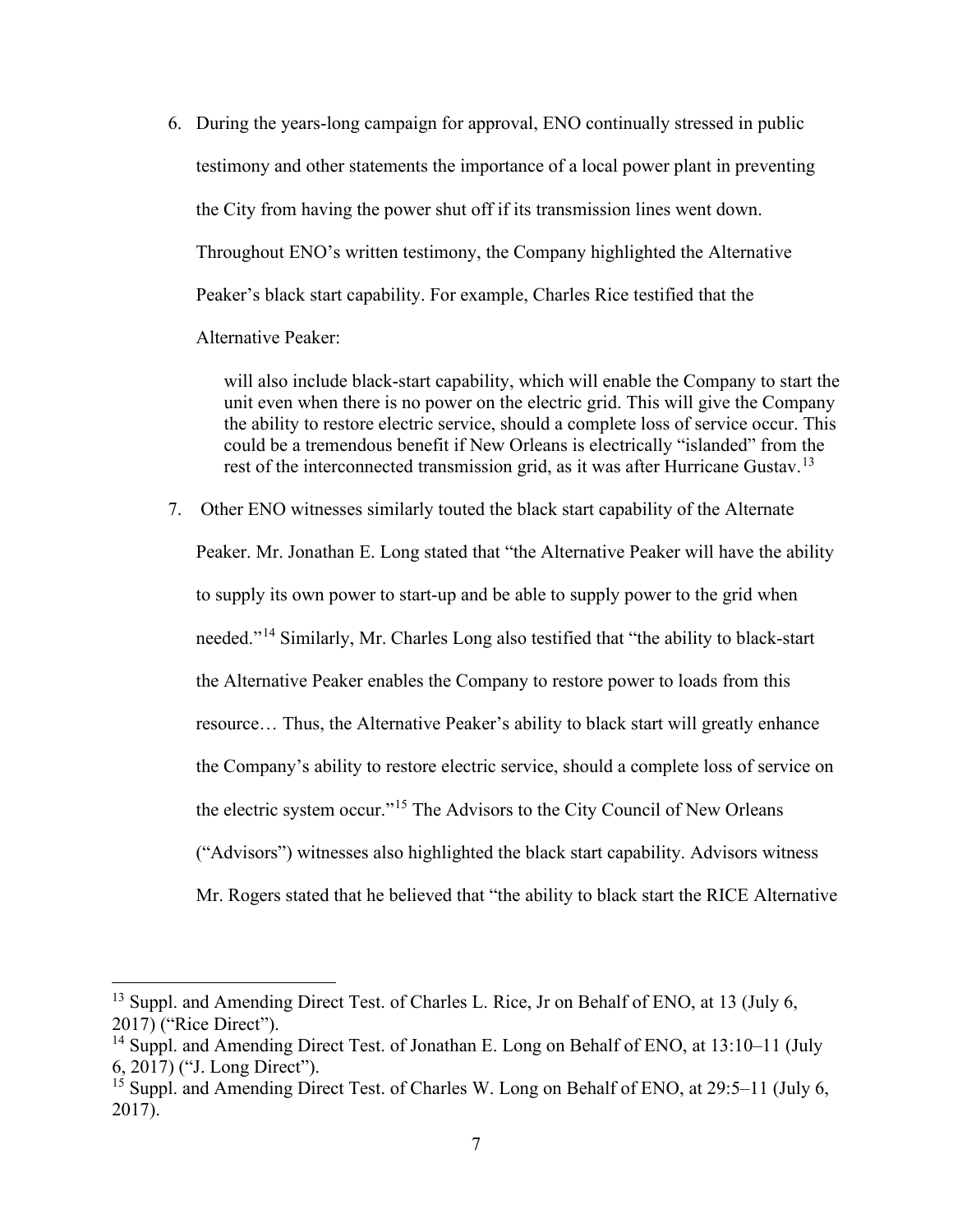6. During the years-long campaign for approval, ENO continually stressed in public testimony and other statements the importance of a local power plant in preventing the City from having the power shut off if its transmission lines went down. Throughout ENO's written testimony, the Company highlighted the Alternative Peaker's black start capability. For example, Charles Rice testified that the Alternative Peaker:

   > will also include black-start capability, which will enable the Company to start the unit even when there is no power on the electric grid. This will give the Company the ability to restore electric service, should a complete loss of service occur. This could be a tremendous benefit if New Orleans is electrically "islanded" from the rest of the interconnected transmission grid, as it was after Hurricane Gustav.[13]

7. Other ENO witnesses similarly touted the black start capability of the Alternate Peaker. Mr. Jonathan E. Long stated that "the Alternative Peaker will have the ability to supply its own power to start-up and be able to supply power to the grid when needed."[14] Similarly, Mr. Charles Long also testified that "the ability to black-start the Alternative Peaker enables the Company to restore power to loads from this resource… Thus, the Alternative Peaker's ability to black start will greatly enhance the Company's ability to restore electric service, should a complete loss of service on the electric system occur."[15] The Advisors to the City Council of New Orleans ("Advisors") witnesses also highlighted the black start capability. Advisors witness Mr. Rogers stated that he believed that "the ability to black start the RICE Alternative

---

[13] Suppl. and Amending Direct Test. of Charles L. Rice, Jr on Behalf of ENO, at 13 (July 6, 2017) ("Rice Direct").

[14] Suppl. and Amending Direct Test. of Jonathan E. Long on Behalf of ENO, at 13:10–11 (July 6, 2017) ("J. Long Direct").

[15] Suppl. and Amending Direct Test. of Charles W. Long on Behalf of ENO, at 29:5–11 (July 6, 2017).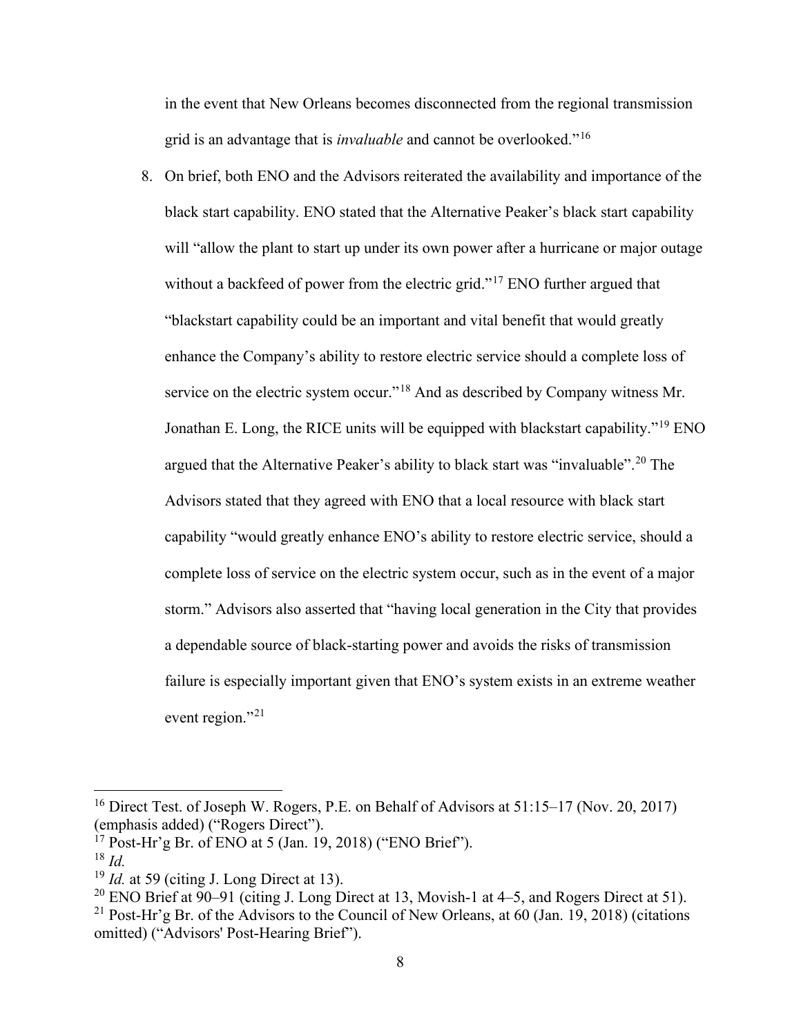in the event that New Orleans becomes disconnected from the regional transmission grid is an advantage that is *invaluable* and cannot be overlooked."[16]

8. On brief, both ENO and the Advisors reiterated the availability and importance of the black start capability. ENO stated that the Alternative Peaker's black start capability will "allow the plant to start up under its own power after a hurricane or major outage without a backfeed of power from the electric grid."[17] ENO further argued that "blackstart capability could be an important and vital benefit that would greatly enhance the Company's ability to restore electric service should a complete loss of service on the electric system occur."[18] And as described by Company witness Mr. Jonathan E. Long, the RICE units will be equipped with blackstart capability."[19] ENO argued that the Alternative Peaker's ability to black start was "invaluable".[20] The Advisors stated that they agreed with ENO that a local resource with black start capability "would greatly enhance ENO's ability to restore electric service, should a complete loss of service on the electric system occur, such as in the event of a major storm." Advisors also asserted that "having local generation in the City that provides a dependable source of black-starting power and avoids the risks of transmission failure is especially important given that ENO's system exists in an extreme weather event region."[21]

---

[16] Direct Test. of Joseph W. Rogers, P.E. on Behalf of Advisors at 51:15–17 (Nov. 20, 2017) (emphasis added) ("Rogers Direct").

[17] Post-Hr'g Br. of ENO at 5 (Jan. 19, 2018) ("ENO Brief").

[18] *Id.*

[19] *Id.* at 59 (citing J. Long Direct at 13).

[20] ENO Brief at 90–91 (citing J. Long Direct at 13, Movish-1 at 4–5, and Rogers Direct at 51).

[21] Post-Hr'g Br. of the Advisors to the Council of New Orleans, at 60 (Jan. 19, 2018) (citations omitted) ("Advisors' Post-Hearing Brief").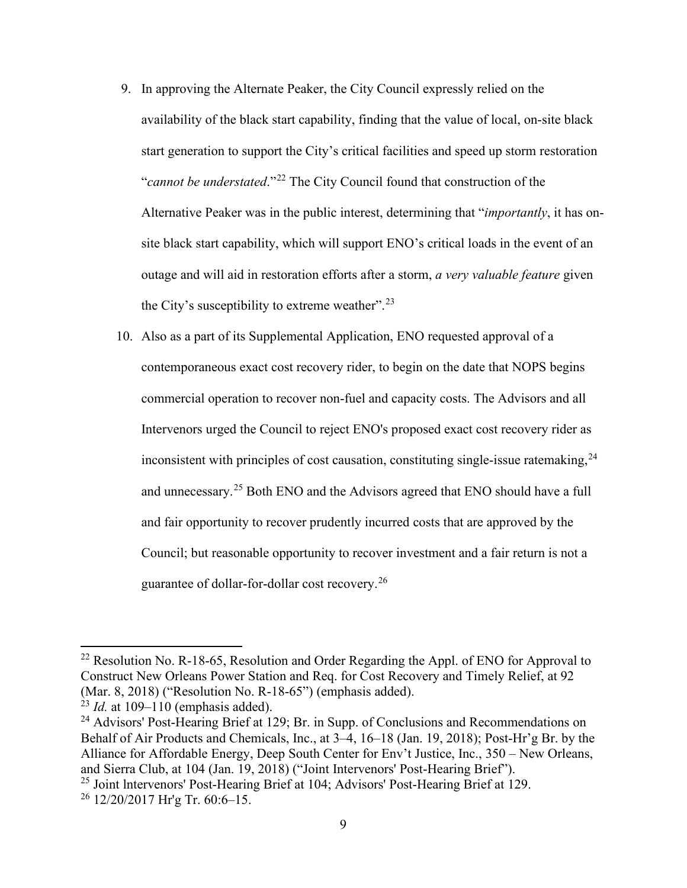9. In approving the Alternate Peaker, the City Council expressly relied on the availability of the black start capability, finding that the value of local, on-site black start generation to support the City's critical facilities and speed up storm restoration "*cannot be understated*."[22] The City Council found that construction of the Alternative Peaker was in the public interest, determining that "*importantly*, it has on-site black start capability, which will support ENO's critical loads in the event of an outage and will aid in restoration efforts after a storm, *a very valuable feature* given the City's susceptibility to extreme weather".[23]

10. Also as a part of its Supplemental Application, ENO requested approval of a contemporaneous exact cost recovery rider, to begin on the date that NOPS begins commercial operation to recover non-fuel and capacity costs. The Advisors and all Intervenors urged the Council to reject ENO's proposed exact cost recovery rider as inconsistent with principles of cost causation, constituting single-issue ratemaking,[24] and unnecessary.[25] Both ENO and the Advisors agreed that ENO should have a full and fair opportunity to recover prudently incurred costs that are approved by the Council; but reasonable opportunity to recover investment and a fair return is not a guarantee of dollar-for-dollar cost recovery.[26]

---

[22] Resolution No. R-18-65, Resolution and Order Regarding the Appl. of ENO for Approval to Construct New Orleans Power Station and Req. for Cost Recovery and Timely Relief, at 92 (Mar. 8, 2018) ("Resolution No. R-18-65") (emphasis added).

[23] *Id.* at 109–110 (emphasis added).

[24] Advisors' Post-Hearing Brief at 129; Br. in Supp. of Conclusions and Recommendations on Behalf of Air Products and Chemicals, Inc., at 3–4, 16–18 (Jan. 19, 2018); Post-Hr'g Br. by the Alliance for Affordable Energy, Deep South Center for Env't Justice, Inc., 350 – New Orleans, and Sierra Club, at 104 (Jan. 19, 2018) ("Joint Intervenors' Post-Hearing Brief").

[25] Joint Intervenors' Post-Hearing Brief at 104; Advisors' Post-Hearing Brief at 129.

[26] 12/20/2017 Hr'g Tr. 60:6–15.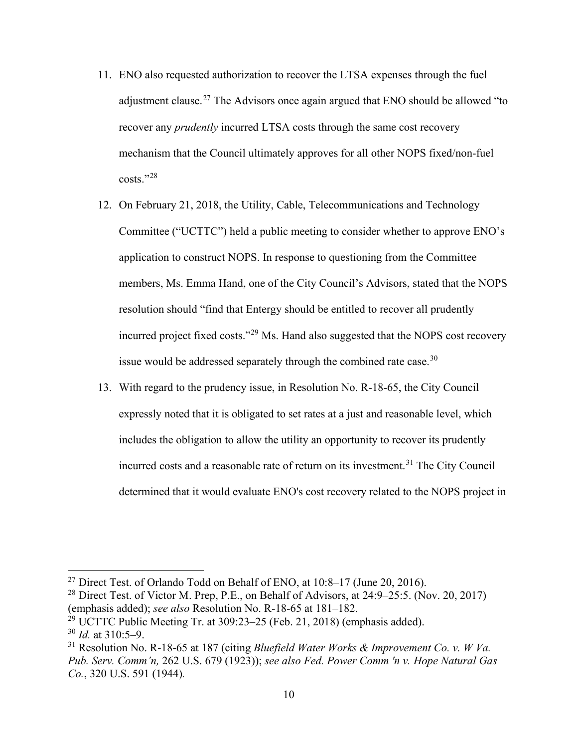11. ENO also requested authorization to recover the LTSA expenses through the fuel adjustment clause.[27] The Advisors once again argued that ENO should be allowed "to recover any *prudently* incurred LTSA costs through the same cost recovery mechanism that the Council ultimately approves for all other NOPS fixed/non-fuel costs."[28]

12. On February 21, 2018, the Utility, Cable, Telecommunications and Technology Committee ("UCTTC") held a public meeting to consider whether to approve ENO's application to construct NOPS. In response to questioning from the Committee members, Ms. Emma Hand, one of the City Council's Advisors, stated that the NOPS resolution should "find that Entergy should be entitled to recover all prudently incurred project fixed costs."[29] Ms. Hand also suggested that the NOPS cost recovery issue would be addressed separately through the combined rate case.[30]

13. With regard to the prudency issue, in Resolution No. R-18-65, the City Council expressly noted that it is obligated to set rates at a just and reasonable level, which includes the obligation to allow the utility an opportunity to recover its prudently incurred costs and a reasonable rate of return on its investment.[31] The City Council determined that it would evaluate ENO's cost recovery related to the NOPS project in

---

[27] Direct Test. of Orlando Todd on Behalf of ENO, at 10:8–17 (June 20, 2016).

[28] Direct Test. of Victor M. Prep, P.E., on Behalf of Advisors, at 24:9–25:5. (Nov. 20, 2017) (emphasis added); *see also* Resolution No. R-18-65 at 181–182.

[29] UCTTC Public Meeting Tr. at 309:23–25 (Feb. 21, 2018) (emphasis added).

[30] *Id.* at 310:5–9.

[31] Resolution No. R-18-65 at 187 (citing *Bluefield Water Works & Improvement Co. v. W Va. Pub. Serv. Comm'n,* 262 U.S. 679 (1923)); *see also Fed. Power Comm 'n v. Hope Natural Gas Co.*, 320 U.S. 591 (1944).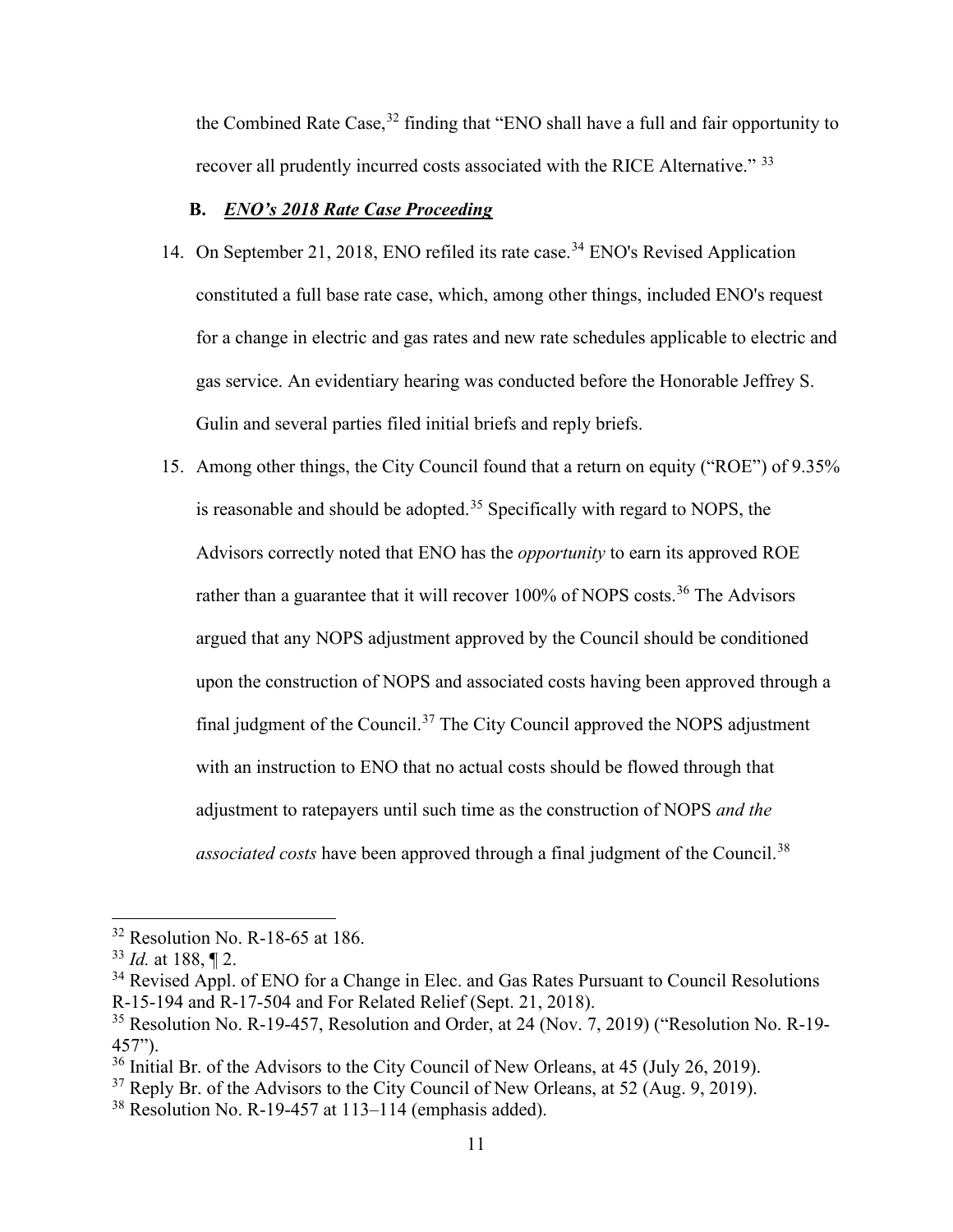the Combined Rate Case,[32] finding that "ENO shall have a full and fair opportunity to recover all prudently incurred costs associated with the RICE Alternative." [33]

**B. *ENO's 2018 Rate Case Proceeding***

14. On September 21, 2018, ENO refiled its rate case.[34] ENO's Revised Application constituted a full base rate case, which, among other things, included ENO's request for a change in electric and gas rates and new rate schedules applicable to electric and gas service. An evidentiary hearing was conducted before the Honorable Jeffrey S. Gulin and several parties filed initial briefs and reply briefs.

15. Among other things, the City Council found that a return on equity ("ROE") of 9.35% is reasonable and should be adopted.[35] Specifically with regard to NOPS, the Advisors correctly noted that ENO has the *opportunity* to earn its approved ROE rather than a guarantee that it will recover 100% of NOPS costs.[36] The Advisors argued that any NOPS adjustment approved by the Council should be conditioned upon the construction of NOPS and associated costs having been approved through a final judgment of the Council.[37] The City Council approved the NOPS adjustment with an instruction to ENO that no actual costs should be flowed through that adjustment to ratepayers until such time as the construction of NOPS *and the associated costs* have been approved through a final judgment of the Council.[38]

---

[32] Resolution No. R-18-65 at 186.

[33] *Id.* at 188, ¶ 2.

[34] Revised Appl. of ENO for a Change in Elec. and Gas Rates Pursuant to Council Resolutions R-15-194 and R-17-504 and For Related Relief (Sept. 21, 2018).

[35] Resolution No. R-19-457, Resolution and Order, at 24 (Nov. 7, 2019) ("Resolution No. R-19-457").

[36] Initial Br. of the Advisors to the City Council of New Orleans, at 45 (July 26, 2019).

[37] Reply Br. of the Advisors to the City Council of New Orleans, at 52 (Aug. 9, 2019).

[38] Resolution No. R-19-457 at 113–114 (emphasis added).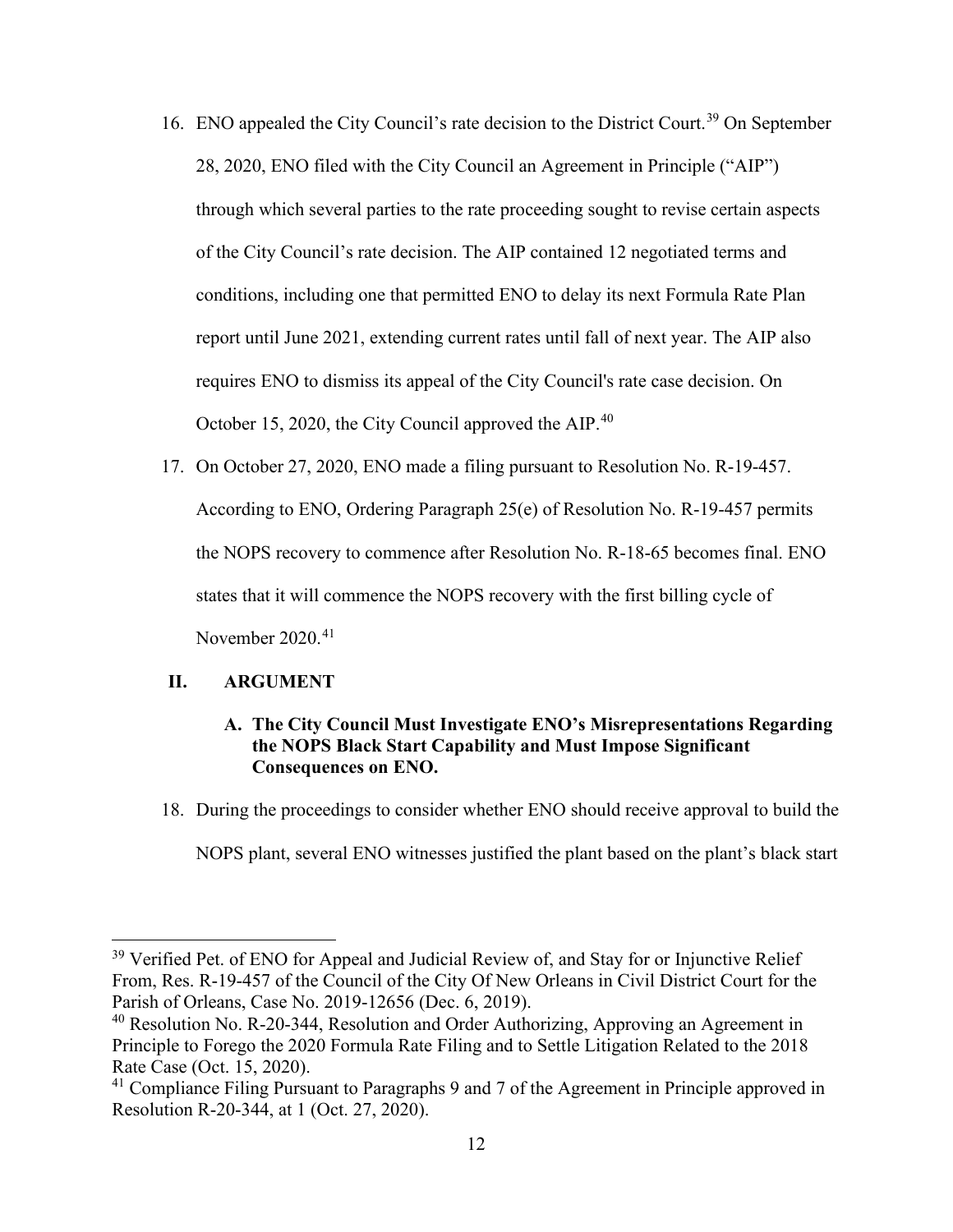16. ENO appealed the City Council's rate decision to the District Court.[39] On September 28, 2020, ENO filed with the City Council an Agreement in Principle ("AIP") through which several parties to the rate proceeding sought to revise certain aspects of the City Council's rate decision. The AIP contained 12 negotiated terms and conditions, including one that permitted ENO to delay its next Formula Rate Plan report until June 2021, extending current rates until fall of next year. The AIP also requires ENO to dismiss its appeal of the City Council's rate case decision. On October 15, 2020, the City Council approved the AIP.[40]

17. On October 27, 2020, ENO made a filing pursuant to Resolution No. R-19-457. According to ENO, Ordering Paragraph 25(e) of Resolution No. R-19-457 permits the NOPS recovery to commence after Resolution No. R-18-65 becomes final. ENO states that it will commence the NOPS recovery with the first billing cycle of November 2020.[41]

## II. ARGUMENT

### A. The City Council Must Investigate ENO's Misrepresentations Regarding the NOPS Black Start Capability and Must Impose Significant Consequences on ENO.

18. During the proceedings to consider whether ENO should receive approval to build the NOPS plant, several ENO witnesses justified the plant based on the plant's black start

---

[39] Verified Pet. of ENO for Appeal and Judicial Review of, and Stay for or Injunctive Relief From, Res. R-19-457 of the Council of the City Of New Orleans in Civil District Court for the Parish of Orleans, Case No. 2019-12656 (Dec. 6, 2019).

[40] Resolution No. R-20-344, Resolution and Order Authorizing, Approving an Agreement in Principle to Forego the 2020 Formula Rate Filing and to Settle Litigation Related to the 2018 Rate Case (Oct. 15, 2020).

[41] Compliance Filing Pursuant to Paragraphs 9 and 7 of the Agreement in Principle approved in Resolution R-20-344, at 1 (Oct. 27, 2020).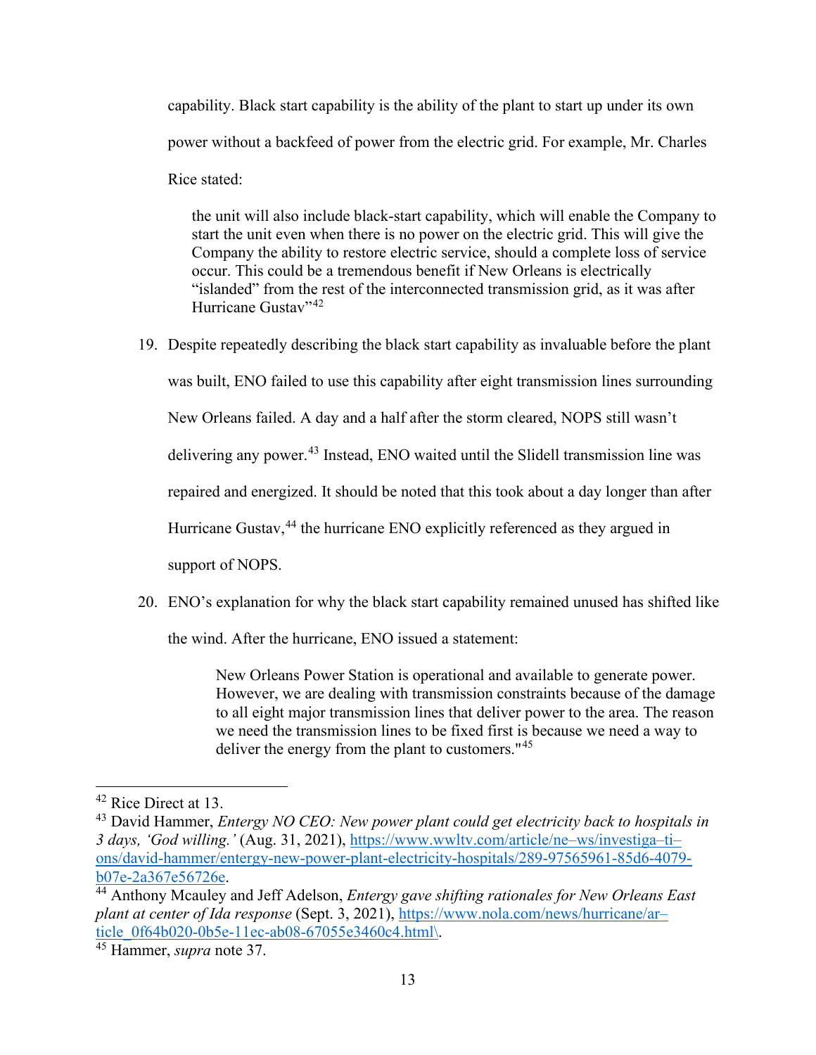capability. Black start capability is the ability of the plant to start up under its own power without a backfeed of power from the electric grid. For example, Mr. Charles Rice stated:

> the unit will also include black-start capability, which will enable the Company to start the unit even when there is no power on the electric grid. This will give the Company the ability to restore electric service, should a complete loss of service occur. This could be a tremendous benefit if New Orleans is electrically "islanded" from the rest of the interconnected transmission grid, as it was after Hurricane Gustav"[42]

19. Despite repeatedly describing the black start capability as invaluable before the plant was built, ENO failed to use this capability after eight transmission lines surrounding New Orleans failed. A day and a half after the storm cleared, NOPS still wasn't delivering any power.[43] Instead, ENO waited until the Slidell transmission line was repaired and energized. It should be noted that this took about a day longer than after Hurricane Gustav,[44] the hurricane ENO explicitly referenced as they argued in support of NOPS.

20. ENO's explanation for why the black start capability remained unused has shifted like the wind. After the hurricane, ENO issued a statement:

> New Orleans Power Station is operational and available to generate power. However, we are dealing with transmission constraints because of the damage to all eight major transmission lines that deliver power to the area. The reason we need the transmission lines to be fixed first is because we need a way to deliver the energy from the plant to customers."[45]

---

[42] Rice Direct at 13.

[43] David Hammer, *Entergy NO CEO: New power plant could get electricity back to hospitals in 3 days, 'God willing.'* (Aug. 31, 2021), https://www.wwltv.com/article/ne–ws/investiga–ti–ons/david-hammer/entergy-new-power-plant-electricity-hospitals/289-97565961-85d6-4079-b07e-2a367e56726e.

[44] Anthony Mcauley and Jeff Adelson, *Entergy gave shifting rationales for New Orleans East plant at center of Ida response* (Sept. 3, 2021), https://www.nola.com/news/hurricane/ar–ticle_0f64b020-0b5e-11ec-ab08-67055e3460c4.html\.

[45] Hammer, *supra* note 37.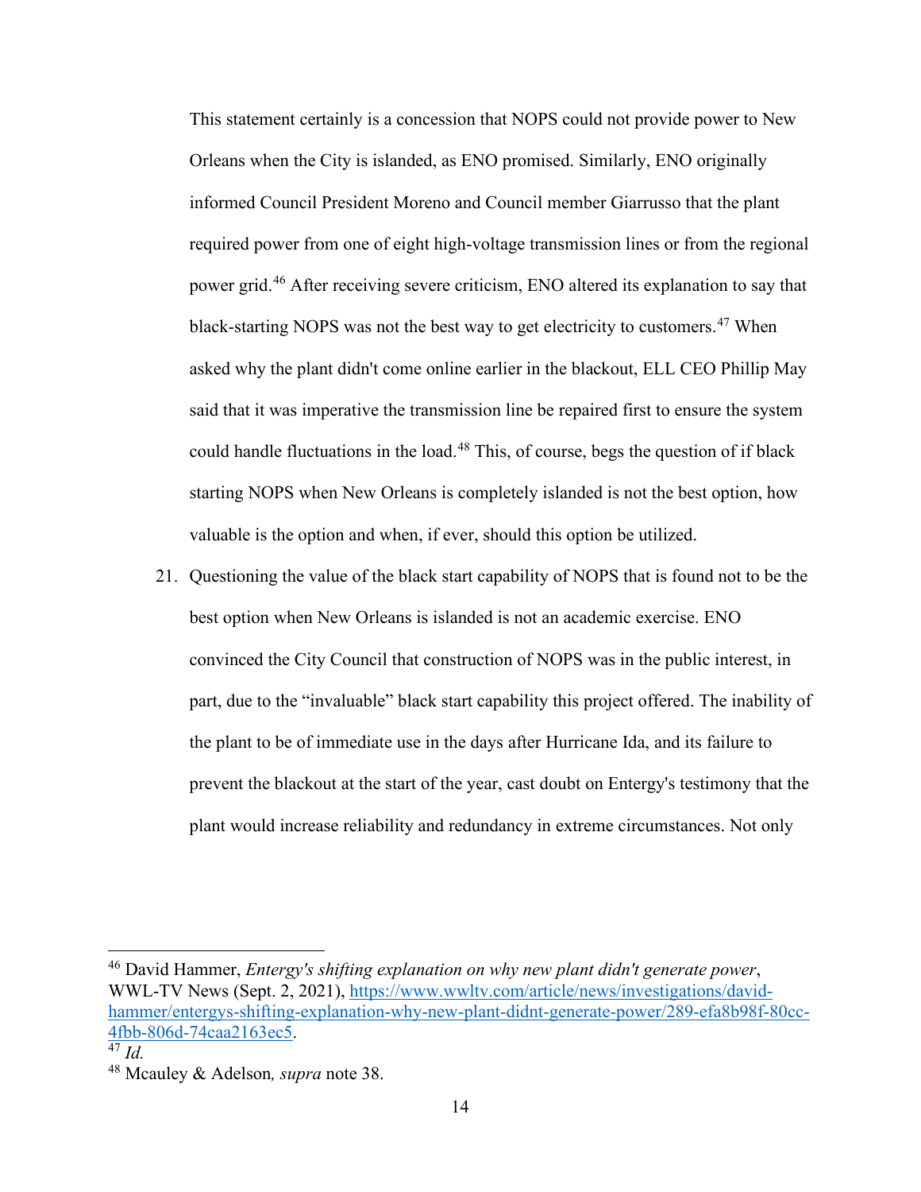This statement certainly is a concession that NOPS could not provide power to New Orleans when the City is islanded, as ENO promised. Similarly, ENO originally informed Council President Moreno and Council member Giarrusso that the plant required power from one of eight high-voltage transmission lines or from the regional power grid.[46] After receiving severe criticism, ENO altered its explanation to say that black-starting NOPS was not the best way to get electricity to customers.[47] When asked why the plant didn't come online earlier in the blackout, ELL CEO Phillip May said that it was imperative the transmission line be repaired first to ensure the system could handle fluctuations in the load.[48] This, of course, begs the question of if black starting NOPS when New Orleans is completely islanded is not the best option, how valuable is the option and when, if ever, should this option be utilized.

21. Questioning the value of the black start capability of NOPS that is found not to be the best option when New Orleans is islanded is not an academic exercise. ENO convinced the City Council that construction of NOPS was in the public interest, in part, due to the "invaluable" black start capability this project offered. The inability of the plant to be of immediate use in the days after Hurricane Ida, and its failure to prevent the blackout at the start of the year, cast doubt on Entergy's testimony that the plant would increase reliability and redundancy in extreme circumstances. Not only

---

[46] David Hammer, *Entergy's shifting explanation on why new plant didn't generate power*, WWL-TV News (Sept. 2, 2021), https://www.wwltv.com/article/news/investigations/david-hammer/entergys-shifting-explanation-why-new-plant-didnt-generate-power/289-efa8b98f-80cc-4fbb-806d-74caa2163ec5.

[47] *Id.*

[48] Mcauley & Adelson*, supra* note 38.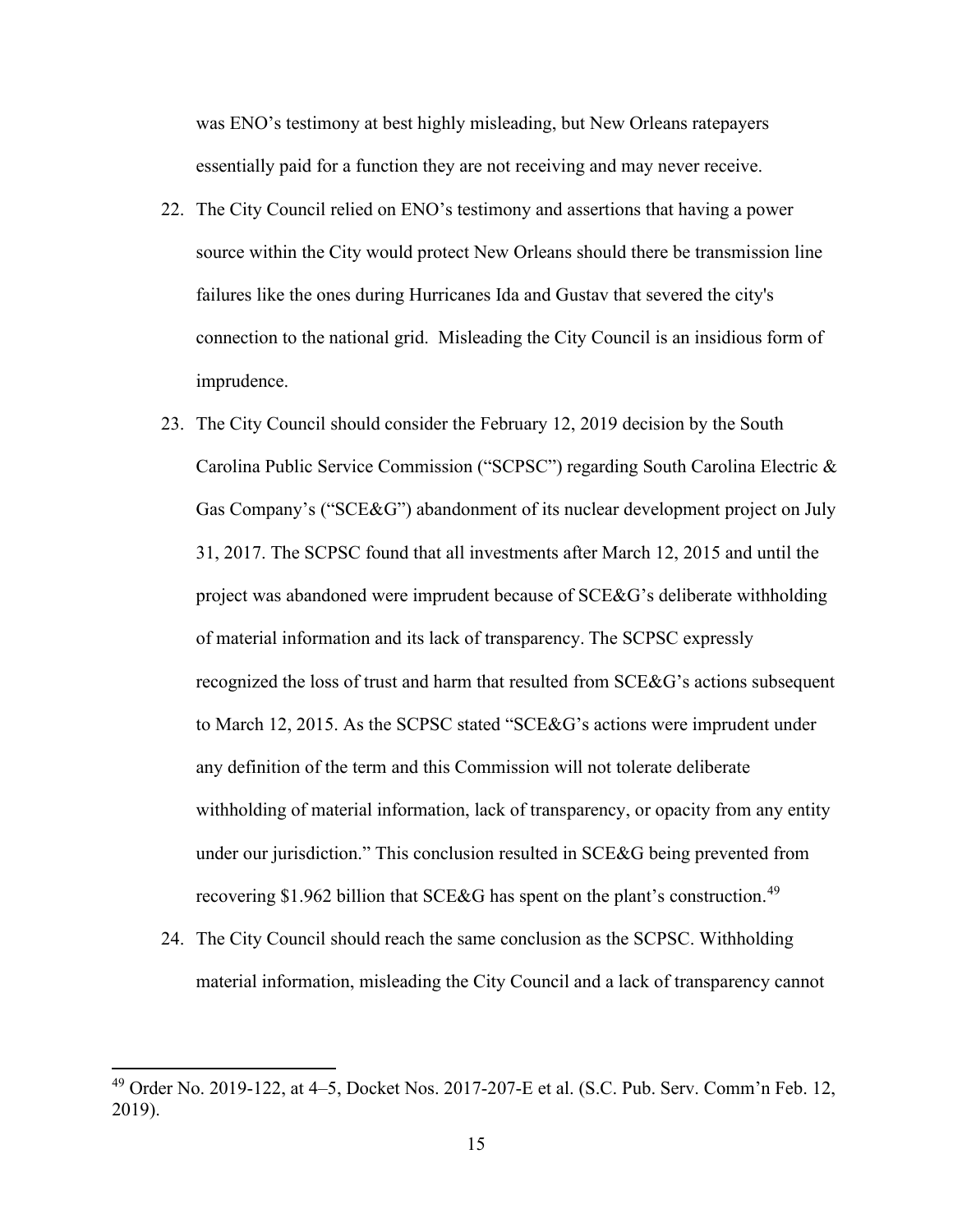was ENO's testimony at best highly misleading, but New Orleans ratepayers essentially paid for a function they are not receiving and may never receive.

22. The City Council relied on ENO's testimony and assertions that having a power source within the City would protect New Orleans should there be transmission line failures like the ones during Hurricanes Ida and Gustav that severed the city's connection to the national grid. Misleading the City Council is an insidious form of imprudence.

23. The City Council should consider the February 12, 2019 decision by the South Carolina Public Service Commission ("SCPSC") regarding South Carolina Electric & Gas Company's ("SCE&G") abandonment of its nuclear development project on July 31, 2017. The SCPSC found that all investments after March 12, 2015 and until the project was abandoned were imprudent because of SCE&G's deliberate withholding of material information and its lack of transparency. The SCPSC expressly recognized the loss of trust and harm that resulted from SCE&G's actions subsequent to March 12, 2015. As the SCPSC stated "SCE&G's actions were imprudent under any definition of the term and this Commission will not tolerate deliberate withholding of material information, lack of transparency, or opacity from any entity under our jurisdiction." This conclusion resulted in SCE&G being prevented from recovering $1.962 billion that SCE&G has spent on the plant's construction.[49]

24. The City Council should reach the same conclusion as the SCPSC. Withholding material information, misleading the City Council and a lack of transparency cannot

---

[49] Order No. 2019-122, at 4–5, Docket Nos. 2017-207-E et al. (S.C. Pub. Serv. Comm'n Feb. 12, 2019).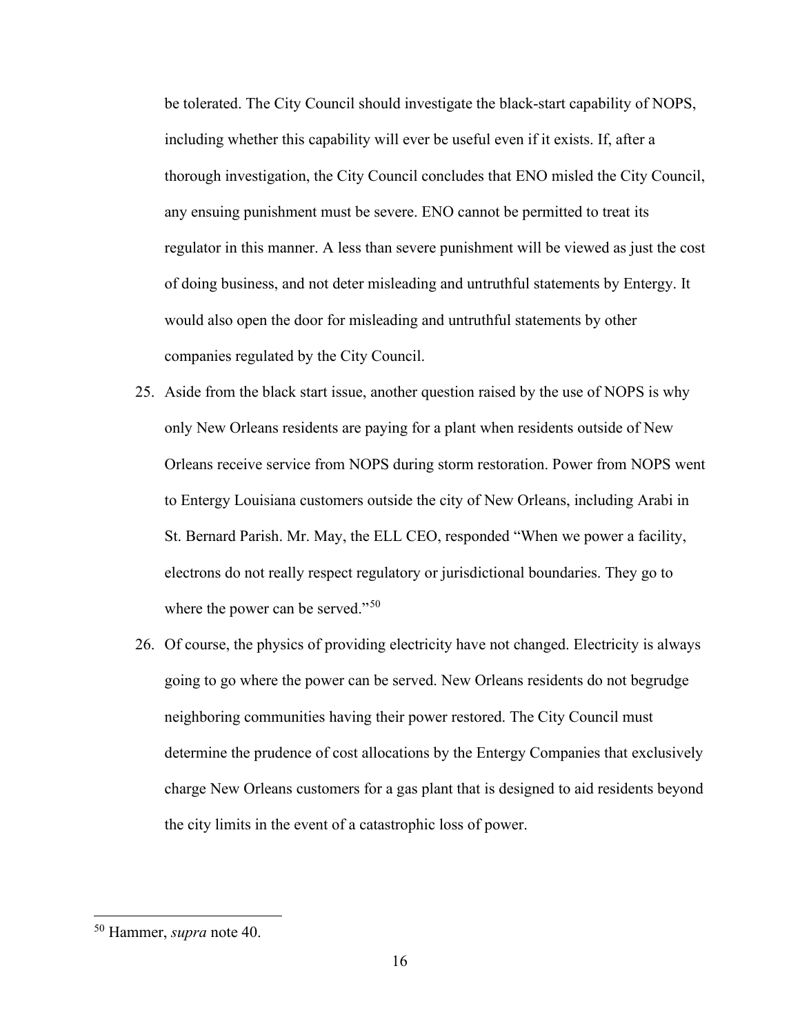be tolerated. The City Council should investigate the black-start capability of NOPS, including whether this capability will ever be useful even if it exists. If, after a thorough investigation, the City Council concludes that ENO misled the City Council, any ensuing punishment must be severe. ENO cannot be permitted to treat its regulator in this manner. A less than severe punishment will be viewed as just the cost of doing business, and not deter misleading and untruthful statements by Entergy. It would also open the door for misleading and untruthful statements by other companies regulated by the City Council.

25. Aside from the black start issue, another question raised by the use of NOPS is why only New Orleans residents are paying for a plant when residents outside of New Orleans receive service from NOPS during storm restoration. Power from NOPS went to Entergy Louisiana customers outside the city of New Orleans, including Arabi in St. Bernard Parish. Mr. May, the ELL CEO, responded "When we power a facility, electrons do not really respect regulatory or jurisdictional boundaries. They go to where the power can be served."[50]

26. Of course, the physics of providing electricity have not changed. Electricity is always going to go where the power can be served. New Orleans residents do not begrudge neighboring communities having their power restored. The City Council must determine the prudence of cost allocations by the Entergy Companies that exclusively charge New Orleans customers for a gas plant that is designed to aid residents beyond the city limits in the event of a catastrophic loss of power.

---

[50] Hammer, *supra* note 40.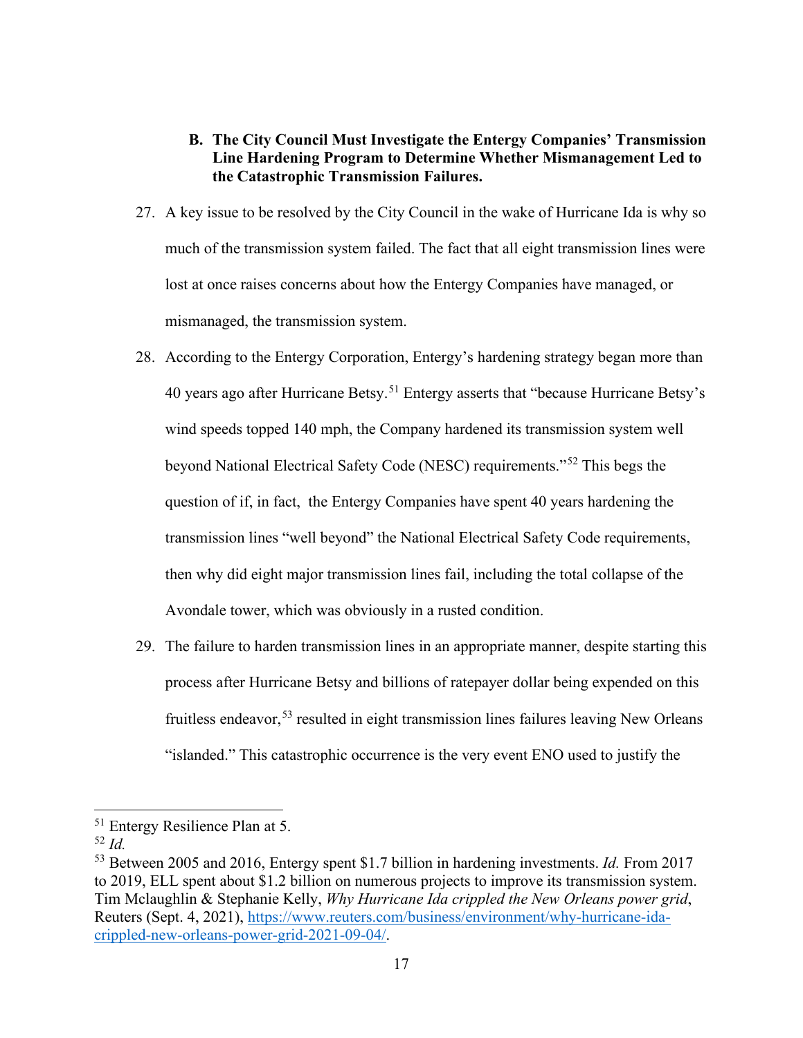**B. The City Council Must Investigate the Entergy Companies' Transmission Line Hardening Program to Determine Whether Mismanagement Led to the Catastrophic Transmission Failures.**

27. A key issue to be resolved by the City Council in the wake of Hurricane Ida is why so much of the transmission system failed. The fact that all eight transmission lines were lost at once raises concerns about how the Entergy Companies have managed, or mismanaged, the transmission system.

28. According to the Entergy Corporation, Entergy's hardening strategy began more than 40 years ago after Hurricane Betsy.[51] Entergy asserts that "because Hurricane Betsy's wind speeds topped 140 mph, the Company hardened its transmission system well beyond National Electrical Safety Code (NESC) requirements."[52] This begs the question of if, in fact, the Entergy Companies have spent 40 years hardening the transmission lines "well beyond" the National Electrical Safety Code requirements, then why did eight major transmission lines fail, including the total collapse of the Avondale tower, which was obviously in a rusted condition.

29. The failure to harden transmission lines in an appropriate manner, despite starting this process after Hurricane Betsy and billions of ratepayer dollar being expended on this fruitless endeavor,[53] resulted in eight transmission lines failures leaving New Orleans "islanded." This catastrophic occurrence is the very event ENO used to justify the

---

[51] Entergy Resilience Plan at 5.

[52] *Id.*

[53] Between 2005 and 2016, Entergy spent $1.7 billion in hardening investments. *Id.* From 2017 to 2019, ELL spent about $1.2 billion on numerous projects to improve its transmission system. Tim Mclaughlin & Stephanie Kelly, *Why Hurricane Ida crippled the New Orleans power grid*, Reuters (Sept. 4, 2021), https://www.reuters.com/business/environment/why-hurricane-ida-crippled-new-orleans-power-grid-2021-09-04/.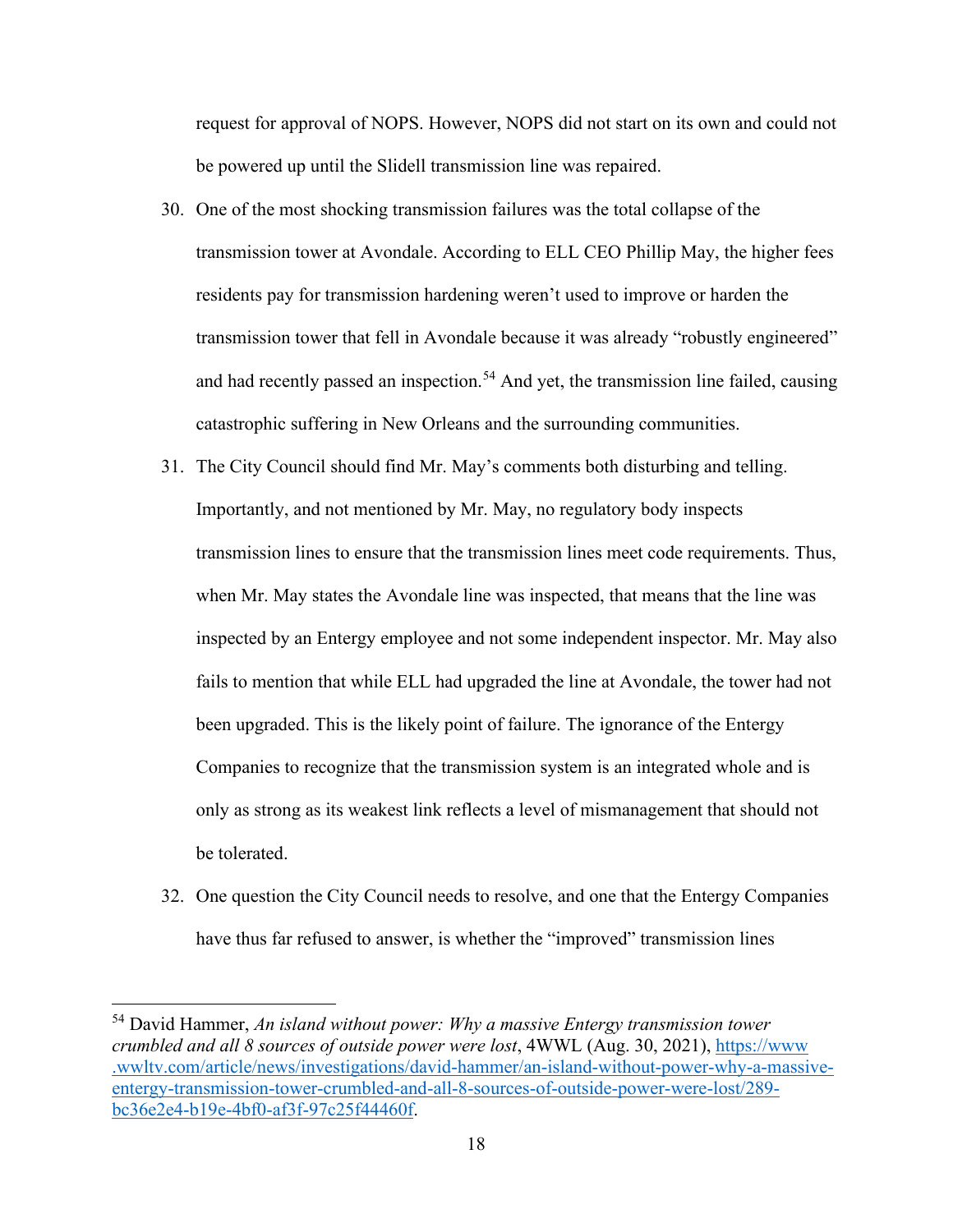request for approval of NOPS. However, NOPS did not start on its own and could not be powered up until the Slidell transmission line was repaired.

30. One of the most shocking transmission failures was the total collapse of the transmission tower at Avondale. According to ELL CEO Phillip May, the higher fees residents pay for transmission hardening weren't used to improve or harden the transmission tower that fell in Avondale because it was already "robustly engineered" and had recently passed an inspection.[54] And yet, the transmission line failed, causing catastrophic suffering in New Orleans and the surrounding communities.

31. The City Council should find Mr. May's comments both disturbing and telling. Importantly, and not mentioned by Mr. May, no regulatory body inspects transmission lines to ensure that the transmission lines meet code requirements. Thus, when Mr. May states the Avondale line was inspected, that means that the line was inspected by an Entergy employee and not some independent inspector. Mr. May also fails to mention that while ELL had upgraded the line at Avondale, the tower had not been upgraded. This is the likely point of failure. The ignorance of the Entergy Companies to recognize that the transmission system is an integrated whole and is only as strong as its weakest link reflects a level of mismanagement that should not be tolerated.

32. One question the City Council needs to resolve, and one that the Entergy Companies have thus far refused to answer, is whether the "improved" transmission lines

---

[54] David Hammer, *An island without power: Why a massive Entergy transmission tower crumbled and all 8 sources of outside power were lost*, 4WWL (Aug. 30, 2021), https://www.wwltv.com/article/news/investigations/david-hammer/an-island-without-power-why-a-massive-entergy-transmission-tower-crumbled-and-all-8-sources-of-outside-power-were-lost/289-bc36e2e4-b19e-4bf0-af3f-97c25f44460f.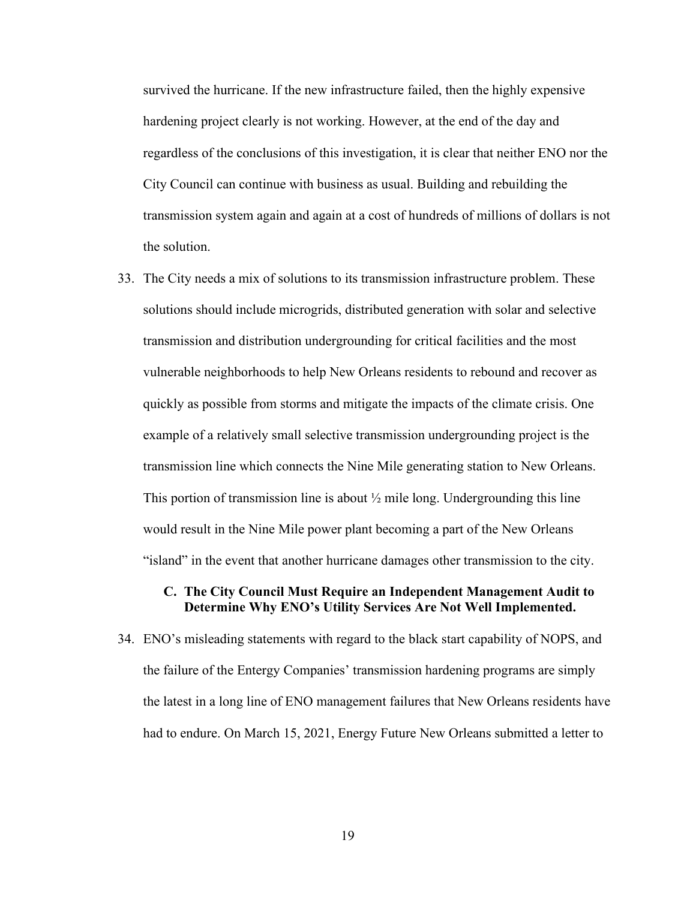survived the hurricane. If the new infrastructure failed, then the highly expensive hardening project clearly is not working. However, at the end of the day and regardless of the conclusions of this investigation, it is clear that neither ENO nor the City Council can continue with business as usual. Building and rebuilding the transmission system again and again at a cost of hundreds of millions of dollars is not the solution.

33. The City needs a mix of solutions to its transmission infrastructure problem. These solutions should include microgrids, distributed generation with solar and selective transmission and distribution undergrounding for critical facilities and the most vulnerable neighborhoods to help New Orleans residents to rebound and recover as quickly as possible from storms and mitigate the impacts of the climate crisis. One example of a relatively small selective transmission undergrounding project is the transmission line which connects the Nine Mile generating station to New Orleans. This portion of transmission line is about ½ mile long. Undergrounding this line would result in the Nine Mile power plant becoming a part of the New Orleans "island" in the event that another hurricane damages other transmission to the city.

### C. The City Council Must Require an Independent Management Audit to Determine Why ENO's Utility Services Are Not Well Implemented.

34. ENO's misleading statements with regard to the black start capability of NOPS, and the failure of the Entergy Companies' transmission hardening programs are simply the latest in a long line of ENO management failures that New Orleans residents have had to endure. On March 15, 2021, Energy Future New Orleans submitted a letter to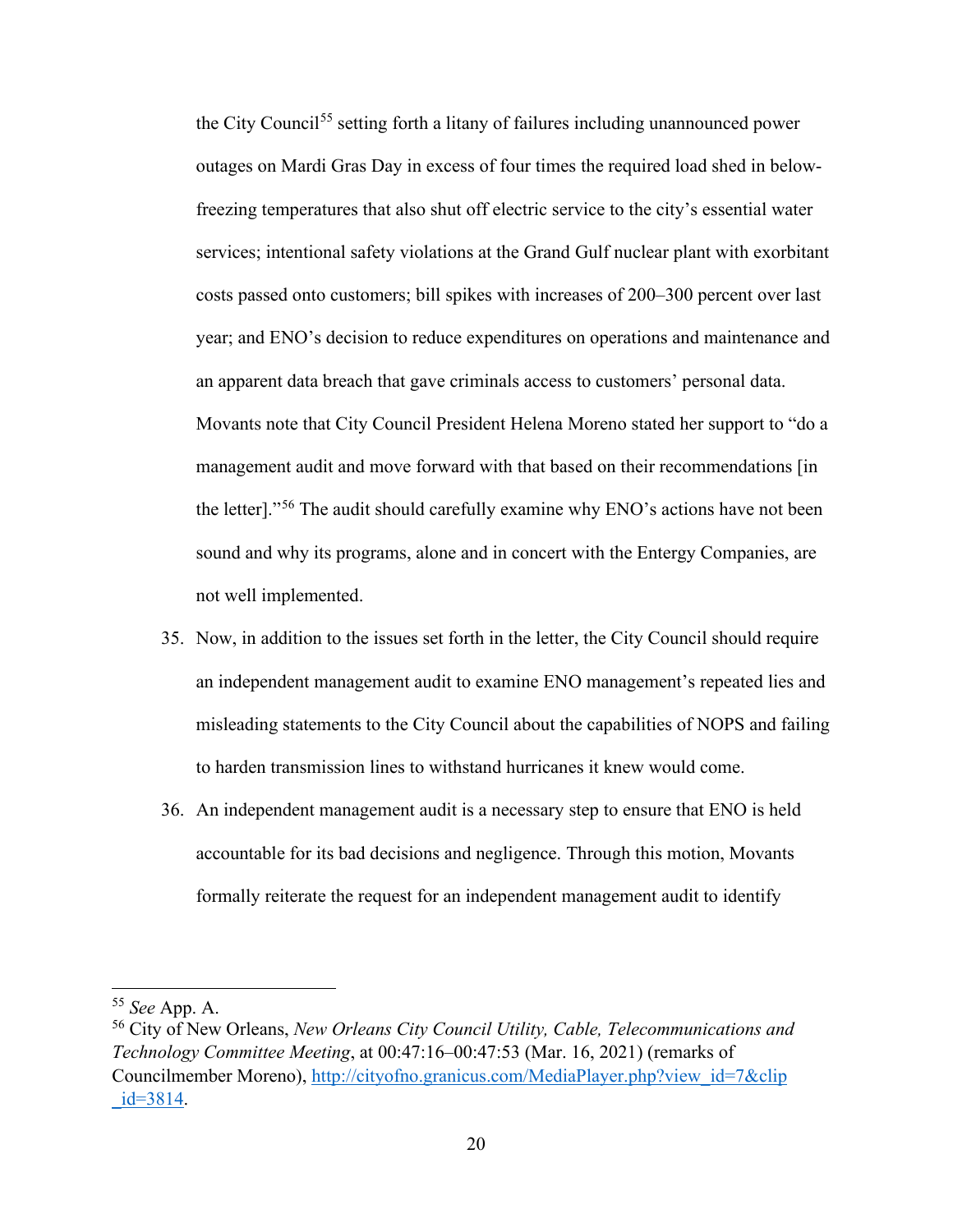the City Council[55] setting forth a litany of failures including unannounced power outages on Mardi Gras Day in excess of four times the required load shed in below-freezing temperatures that also shut off electric service to the city's essential water services; intentional safety violations at the Grand Gulf nuclear plant with exorbitant costs passed onto customers; bill spikes with increases of 200–300 percent over last year; and ENO's decision to reduce expenditures on operations and maintenance and an apparent data breach that gave criminals access to customers' personal data. Movants note that City Council President Helena Moreno stated her support to "do a management audit and move forward with that based on their recommendations [in the letter]."[56] The audit should carefully examine why ENO's actions have not been sound and why its programs, alone and in concert with the Entergy Companies, are not well implemented.

35. Now, in addition to the issues set forth in the letter, the City Council should require an independent management audit to examine ENO management's repeated lies and misleading statements to the City Council about the capabilities of NOPS and failing to harden transmission lines to withstand hurricanes it knew would come.

36. An independent management audit is a necessary step to ensure that ENO is held accountable for its bad decisions and negligence. Through this motion, Movants formally reiterate the request for an independent management audit to identify

---

[55] *See* App. A.

[56] City of New Orleans, *New Orleans City Council Utility, Cable, Telecommunications and Technology Committee Meeting*, at 00:47:16–00:47:53 (Mar. 16, 2021) (remarks of Councilmember Moreno), [http://cityofno.granicus.com/MediaPlayer.php?view_id=7&clip_id=3814](http://cityofno.granicus.com/MediaPlayer.php?view_id=7&clip_id=3814).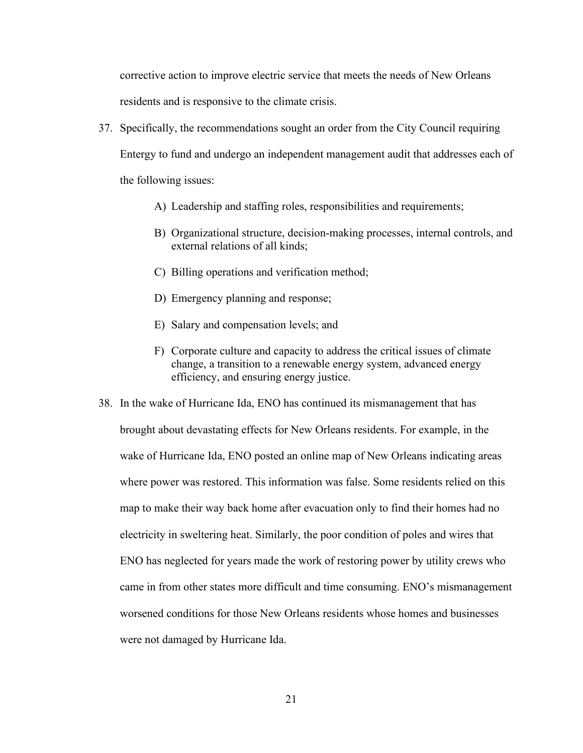corrective action to improve electric service that meets the needs of New Orleans residents and is responsive to the climate crisis.

37. Specifically, the recommendations sought an order from the City Council requiring Entergy to fund and undergo an independent management audit that addresses each of the following issues:

    A) Leadership and staffing roles, responsibilities and requirements;

    B) Organizational structure, decision-making processes, internal controls, and external relations of all kinds;

    C) Billing operations and verification method;

    D) Emergency planning and response;

    E) Salary and compensation levels; and

    F) Corporate culture and capacity to address the critical issues of climate change, a transition to a renewable energy system, advanced energy efficiency, and ensuring energy justice.

38. In the wake of Hurricane Ida, ENO has continued its mismanagement that has brought about devastating effects for New Orleans residents. For example, in the wake of Hurricane Ida, ENO posted an online map of New Orleans indicating areas where power was restored. This information was false. Some residents relied on this map to make their way back home after evacuation only to find their homes had no electricity in sweltering heat. Similarly, the poor condition of poles and wires that ENO has neglected for years made the work of restoring power by utility crews who came in from other states more difficult and time consuming. ENO's mismanagement worsened conditions for those New Orleans residents whose homes and businesses were not damaged by Hurricane Ida.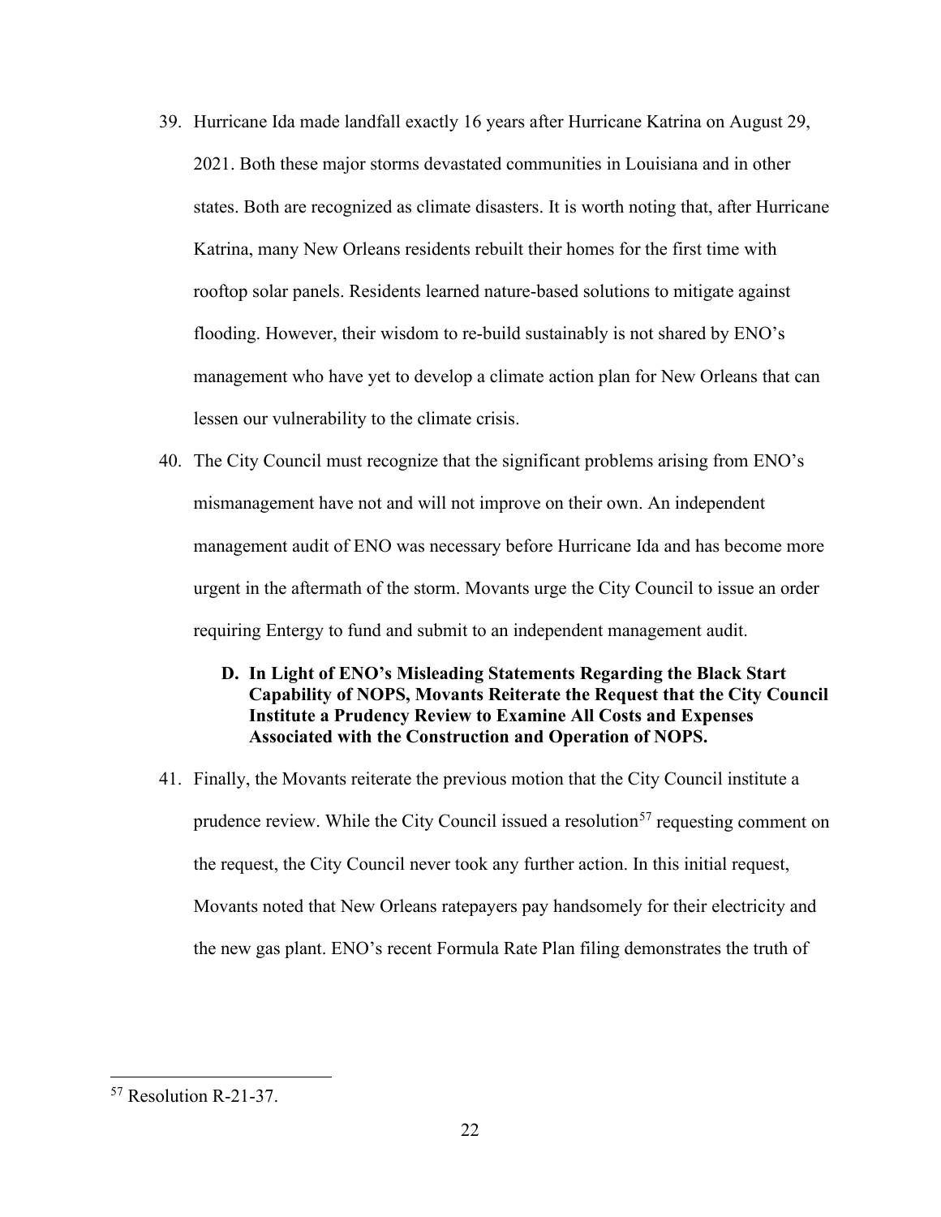39. Hurricane Ida made landfall exactly 16 years after Hurricane Katrina on August 29, 2021. Both these major storms devastated communities in Louisiana and in other states. Both are recognized as climate disasters. It is worth noting that, after Hurricane Katrina, many New Orleans residents rebuilt their homes for the first time with rooftop solar panels. Residents learned nature-based solutions to mitigate against flooding. However, their wisdom to re-build sustainably is not shared by ENO's management who have yet to develop a climate action plan for New Orleans that can lessen our vulnerability to the climate crisis.

40. The City Council must recognize that the significant problems arising from ENO's mismanagement have not and will not improve on their own. An independent management audit of ENO was necessary before Hurricane Ida and has become more urgent in the aftermath of the storm. Movants urge the City Council to issue an order requiring Entergy to fund and submit to an independent management audit.

### D. In Light of ENO's Misleading Statements Regarding the Black Start Capability of NOPS, Movants Reiterate the Request that the City Council Institute a Prudency Review to Examine All Costs and Expenses Associated with the Construction and Operation of NOPS.

41. Finally, the Movants reiterate the previous motion that the City Council institute a prudence review. While the City Council issued a resolution[57] requesting comment on the request, the City Council never took any further action. In this initial request, Movants noted that New Orleans ratepayers pay handsomely for their electricity and the new gas plant. ENO's recent Formula Rate Plan filing demonstrates the truth of

---

[57] Resolution R-21-37.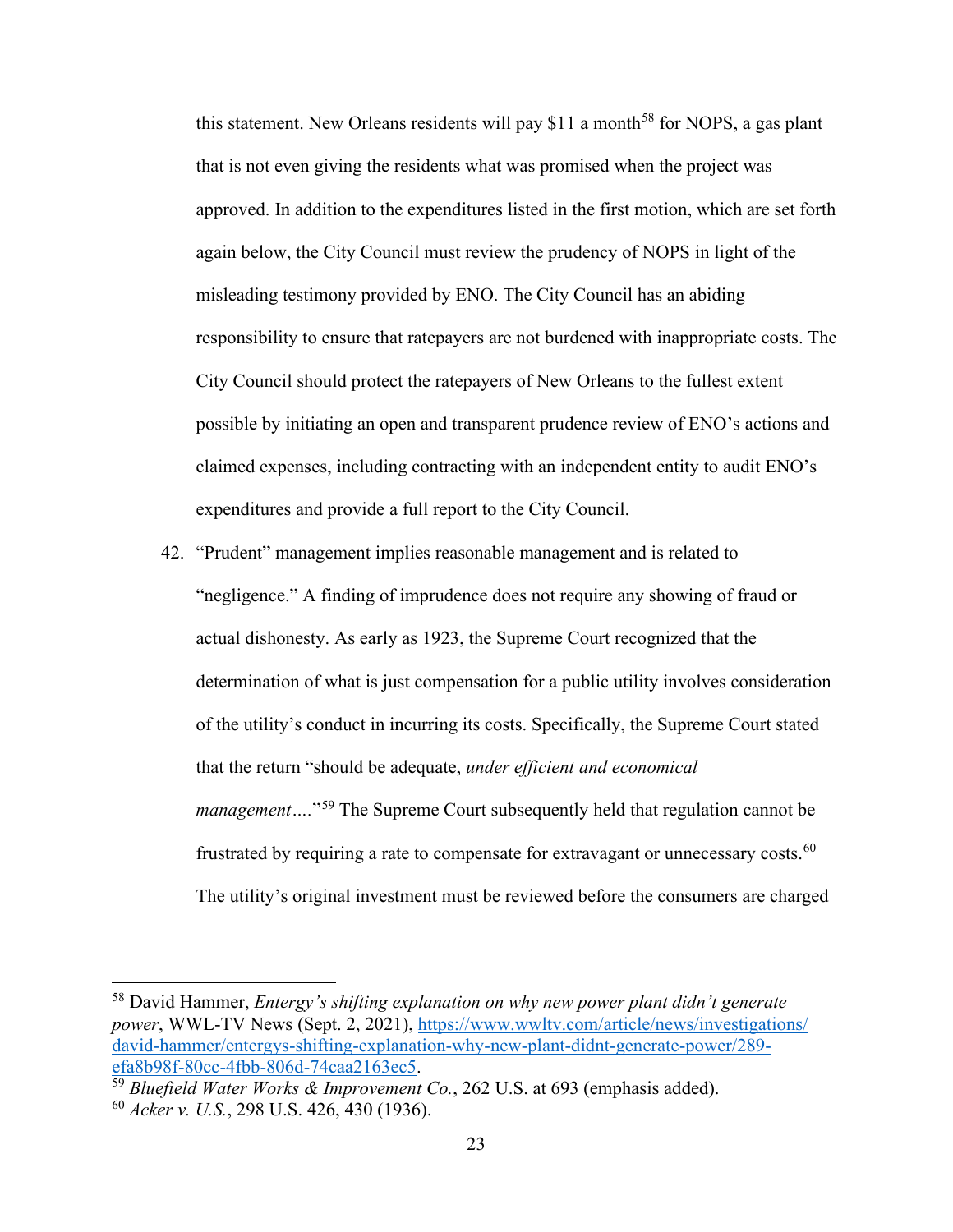this statement. New Orleans residents will pay $11 a month[58] for NOPS, a gas plant that is not even giving the residents what was promised when the project was approved. In addition to the expenditures listed in the first motion, which are set forth again below, the City Council must review the prudency of NOPS in light of the misleading testimony provided by ENO. The City Council has an abiding responsibility to ensure that ratepayers are not burdened with inappropriate costs. The City Council should protect the ratepayers of New Orleans to the fullest extent possible by initiating an open and transparent prudence review of ENO's actions and claimed expenses, including contracting with an independent entity to audit ENO's expenditures and provide a full report to the City Council.

42. "Prudent" management implies reasonable management and is related to "negligence." A finding of imprudence does not require any showing of fraud or actual dishonesty. As early as 1923, the Supreme Court recognized that the determination of what is just compensation for a public utility involves consideration of the utility's conduct in incurring its costs. Specifically, the Supreme Court stated that the return "should be adequate, *under efficient and economical management*…."[59] The Supreme Court subsequently held that regulation cannot be frustrated by requiring a rate to compensate for extravagant or unnecessary costs.[60] The utility's original investment must be reviewed before the consumers are charged

---

[58] David Hammer, *Entergy's shifting explanation on why new power plant didn't generate power*, WWL-TV News (Sept. 2, 2021), https://www.wwltv.com/article/news/investigations/david-hammer/entergys-shifting-explanation-why-new-plant-didnt-generate-power/289-efa8b98f-80cc-4fbb-806d-74caa2163ec5.

[59] *Bluefield Water Works & Improvement Co.*, 262 U.S. at 693 (emphasis added).

[60] *Acker v. U.S.*, 298 U.S. 426, 430 (1936).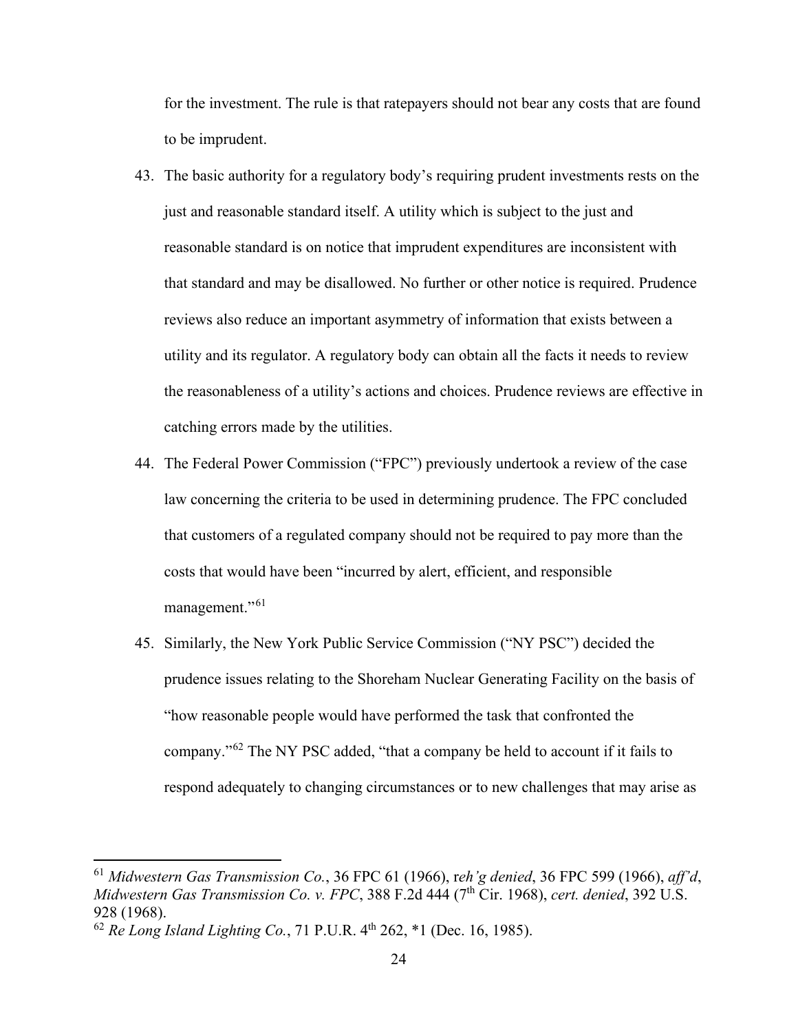for the investment. The rule is that ratepayers should not bear any costs that are found to be imprudent.

43. The basic authority for a regulatory body's requiring prudent investments rests on the just and reasonable standard itself. A utility which is subject to the just and reasonable standard is on notice that imprudent expenditures are inconsistent with that standard and may be disallowed. No further or other notice is required. Prudence reviews also reduce an important asymmetry of information that exists between a utility and its regulator. A regulatory body can obtain all the facts it needs to review the reasonableness of a utility's actions and choices. Prudence reviews are effective in catching errors made by the utilities.

44. The Federal Power Commission ("FPC") previously undertook a review of the case law concerning the criteria to be used in determining prudence. The FPC concluded that customers of a regulated company should not be required to pay more than the costs that would have been "incurred by alert, efficient, and responsible management."[61]

45. Similarly, the New York Public Service Commission ("NY PSC") decided the prudence issues relating to the Shoreham Nuclear Generating Facility on the basis of "how reasonable people would have performed the task that confronted the company."[62] The NY PSC added, "that a company be held to account if it fails to respond adequately to changing circumstances or to new challenges that may arise as

---

[61] *Midwestern Gas Transmission Co.*, 36 FPC 61 (1966), r*eh'g denied*, 36 FPC 599 (1966), *aff'd*, *Midwestern Gas Transmission Co. v. FPC*, 388 F.2d 444 (7th Cir. 1968), *cert. denied*, 392 U.S. 928 (1968).

[62] *Re Long Island Lighting Co.*, 71 P.U.R. 4th 262, *1 (Dec. 16, 1985).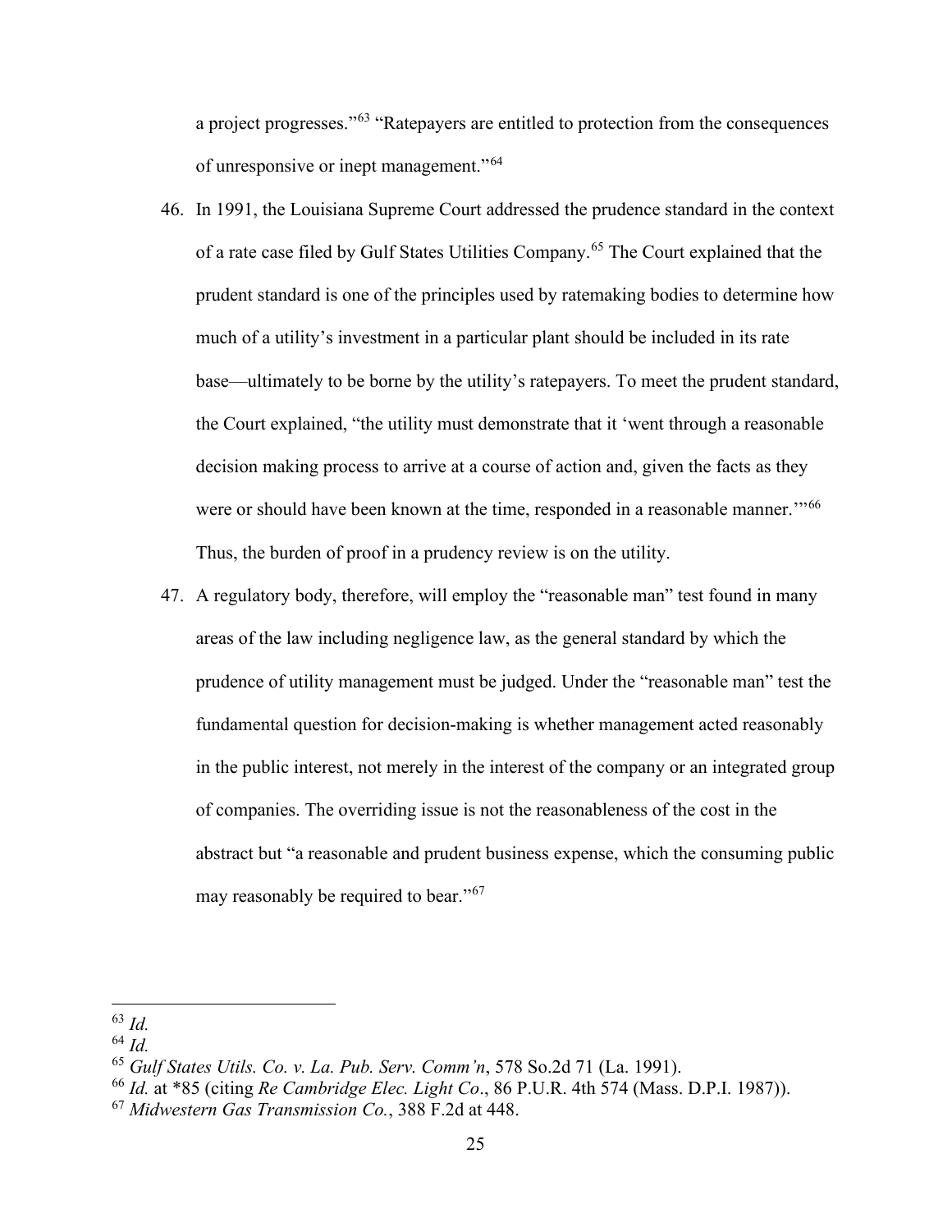a project progresses."[63] "Ratepayers are entitled to protection from the consequences of unresponsive or inept management."[64]

46. In 1991, the Louisiana Supreme Court addressed the prudence standard in the context of a rate case filed by Gulf States Utilities Company.[65] The Court explained that the prudent standard is one of the principles used by ratemaking bodies to determine how much of a utility's investment in a particular plant should be included in its rate base—ultimately to be borne by the utility's ratepayers. To meet the prudent standard, the Court explained, "the utility must demonstrate that it 'went through a reasonable decision making process to arrive at a course of action and, given the facts as they were or should have been known at the time, responded in a reasonable manner.'"[66] Thus, the burden of proof in a prudency review is on the utility.

47. A regulatory body, therefore, will employ the "reasonable man" test found in many areas of the law including negligence law, as the general standard by which the prudence of utility management must be judged. Under the "reasonable man" test the fundamental question for decision-making is whether management acted reasonably in the public interest, not merely in the interest of the company or an integrated group of companies. The overriding issue is not the reasonableness of the cost in the abstract but "a reasonable and prudent business expense, which the consuming public may reasonably be required to bear."[67]

---

[63] *Id.*

[64] *Id.*

[65] *Gulf States Utils. Co. v. La. Pub. Serv. Comm'n*, 578 So.2d 71 (La. 1991).

[66] *Id.* at *85 (citing *Re Cambridge Elec. Light Co*., 86 P.U.R. 4th 574 (Mass. D.P.I. 1987)).

[67] *Midwestern Gas Transmission Co.*, 388 F.2d at 448.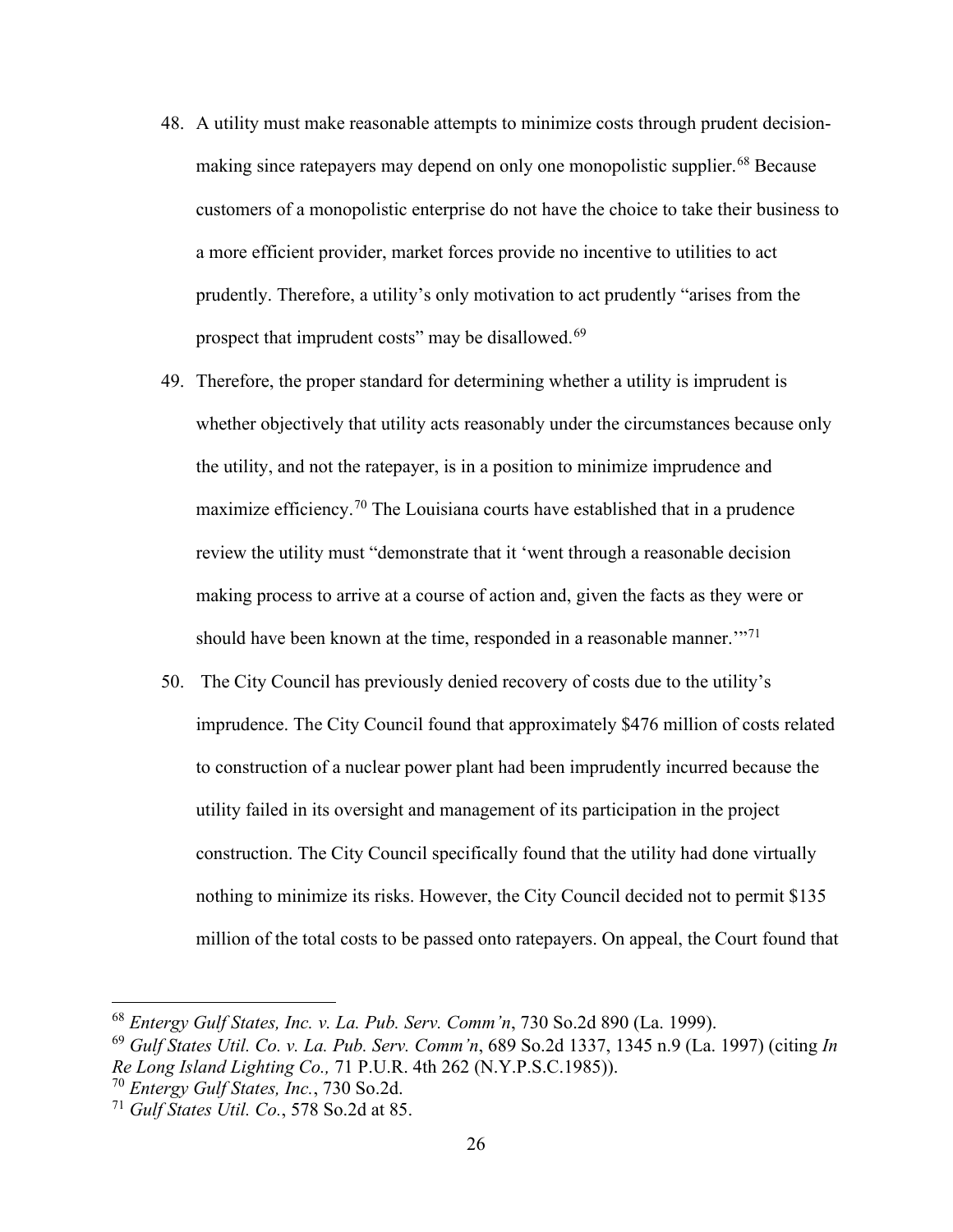48. A utility must make reasonable attempts to minimize costs through prudent decision-making since ratepayers may depend on only one monopolistic supplier.[68] Because customers of a monopolistic enterprise do not have the choice to take their business to a more efficient provider, market forces provide no incentive to utilities to act prudently. Therefore, a utility's only motivation to act prudently "arises from the prospect that imprudent costs" may be disallowed.[69]

49. Therefore, the proper standard for determining whether a utility is imprudent is whether objectively that utility acts reasonably under the circumstances because only the utility, and not the ratepayer, is in a position to minimize imprudence and maximize efficiency.[70] The Louisiana courts have established that in a prudence review the utility must "demonstrate that it 'went through a reasonable decision making process to arrive at a course of action and, given the facts as they were or should have been known at the time, responded in a reasonable manner.'"[71]

50. The City Council has previously denied recovery of costs due to the utility's imprudence. The City Council found that approximately $476 million of costs related to construction of a nuclear power plant had been imprudently incurred because the utility failed in its oversight and management of its participation in the project construction. The City Council specifically found that the utility had done virtually nothing to minimize its risks. However, the City Council decided not to permit $135 million of the total costs to be passed onto ratepayers. On appeal, the Court found that

---

[68] *Entergy Gulf States, Inc. v. La. Pub. Serv. Comm'n*, 730 So.2d 890 (La. 1999).

[69] *Gulf States Util. Co. v. La. Pub. Serv. Comm'n*, 689 So.2d 1337, 1345 n.9 (La. 1997) (citing *In Re Long Island Lighting Co.,* 71 P.U.R. 4th 262 (N.Y.P.S.C.1985)).

[70] *Entergy Gulf States, Inc.*, 730 So.2d.

[71] *Gulf States Util. Co.*, 578 So.2d at 85.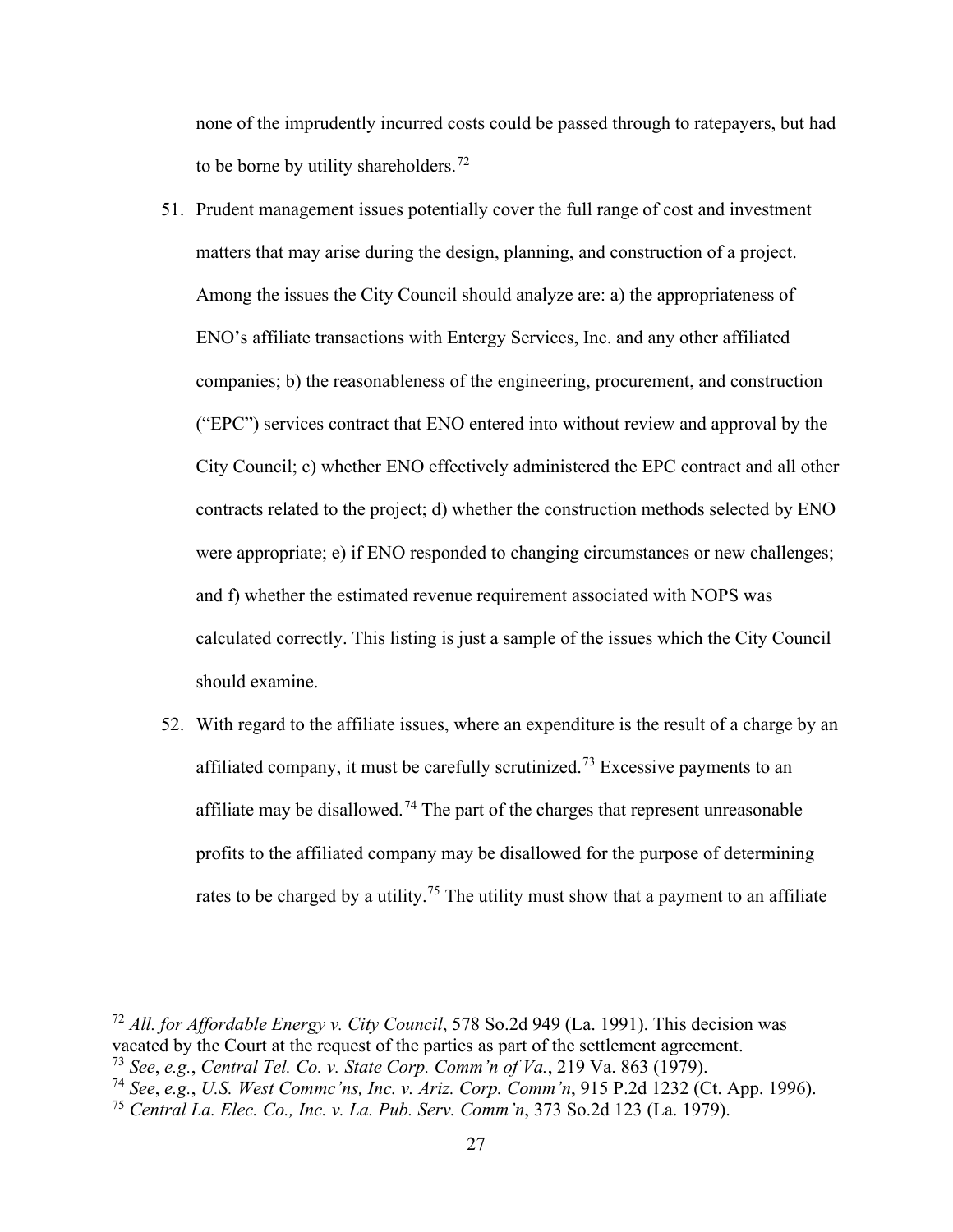none of the imprudently incurred costs could be passed through to ratepayers, but had to be borne by utility shareholders.[72]

51. Prudent management issues potentially cover the full range of cost and investment matters that may arise during the design, planning, and construction of a project. Among the issues the City Council should analyze are: a) the appropriateness of ENO's affiliate transactions with Entergy Services, Inc. and any other affiliated companies; b) the reasonableness of the engineering, procurement, and construction ("EPC") services contract that ENO entered into without review and approval by the City Council; c) whether ENO effectively administered the EPC contract and all other contracts related to the project; d) whether the construction methods selected by ENO were appropriate; e) if ENO responded to changing circumstances or new challenges; and f) whether the estimated revenue requirement associated with NOPS was calculated correctly. This listing is just a sample of the issues which the City Council should examine.

52. With regard to the affiliate issues, where an expenditure is the result of a charge by an affiliated company, it must be carefully scrutinized.[73] Excessive payments to an affiliate may be disallowed.[74] The part of the charges that represent unreasonable profits to the affiliated company may be disallowed for the purpose of determining rates to be charged by a utility.[75] The utility must show that a payment to an affiliate

---

[72] *All. for Affordable Energy v. City Council*, 578 So.2d 949 (La. 1991). This decision was vacated by the Court at the request of the parties as part of the settlement agreement.

[73] *See*, *e.g.*, *Central Tel. Co. v. State Corp. Comm'n of Va.*, 219 Va. 863 (1979).

[74] *See*, *e.g.*, *U.S. West Commc'ns, Inc. v. Ariz. Corp. Comm'n*, 915 P.2d 1232 (Ct. App. 1996).

[75] *Central La. Elec. Co., Inc. v. La. Pub. Serv. Comm'n*, 373 So.2d 123 (La. 1979).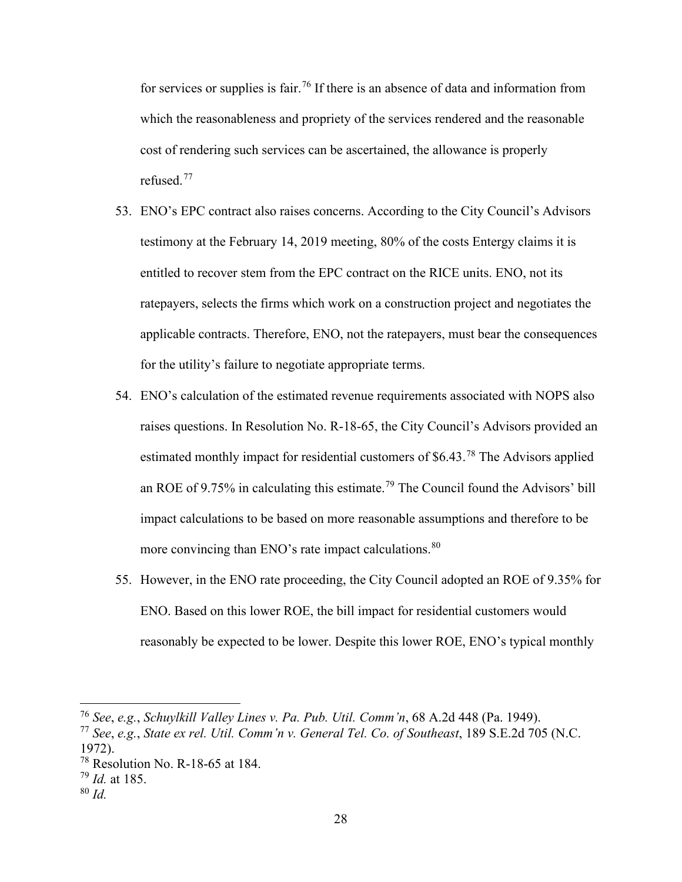for services or supplies is fair.[76] If there is an absence of data and information from which the reasonableness and propriety of the services rendered and the reasonable cost of rendering such services can be ascertained, the allowance is properly refused.[77]

53. ENO's EPC contract also raises concerns. According to the City Council's Advisors testimony at the February 14, 2019 meeting, 80% of the costs Entergy claims it is entitled to recover stem from the EPC contract on the RICE units. ENO, not its ratepayers, selects the firms which work on a construction project and negotiates the applicable contracts. Therefore, ENO, not the ratepayers, must bear the consequences for the utility's failure to negotiate appropriate terms.

54. ENO's calculation of the estimated revenue requirements associated with NOPS also raises questions. In Resolution No. R-18-65, the City Council's Advisors provided an estimated monthly impact for residential customers of $6.43.[78] The Advisors applied an ROE of 9.75% in calculating this estimate.[79] The Council found the Advisors' bill impact calculations to be based on more reasonable assumptions and therefore to be more convincing than ENO's rate impact calculations.[80]

55. However, in the ENO rate proceeding, the City Council adopted an ROE of 9.35% for ENO. Based on this lower ROE, the bill impact for residential customers would reasonably be expected to be lower. Despite this lower ROE, ENO's typical monthly

---

[76] *See*, *e.g.*, *Schuylkill Valley Lines v. Pa. Pub. Util. Comm'n*, 68 A.2d 448 (Pa. 1949).

[77] *See*, *e.g.*, *State ex rel. Util. Comm'n v. General Tel. Co. of Southeast*, 189 S.E.2d 705 (N.C. 1972).

[78] Resolution No. R-18-65 at 184.

[79] *Id.* at 185.

[80] *Id.*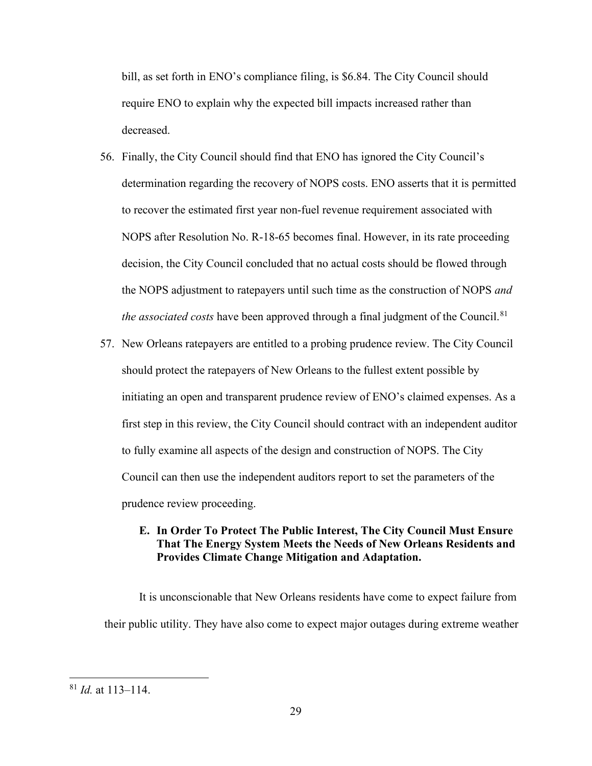bill, as set forth in ENO's compliance filing, is $6.84. The City Council should require ENO to explain why the expected bill impacts increased rather than decreased.

56. Finally, the City Council should find that ENO has ignored the City Council's determination regarding the recovery of NOPS costs. ENO asserts that it is permitted to recover the estimated first year non-fuel revenue requirement associated with NOPS after Resolution No. R-18-65 becomes final. However, in its rate proceeding decision, the City Council concluded that no actual costs should be flowed through the NOPS adjustment to ratepayers until such time as the construction of NOPS *and the associated costs* have been approved through a final judgment of the Council.[81]

57. New Orleans ratepayers are entitled to a probing prudence review. The City Council should protect the ratepayers of New Orleans to the fullest extent possible by initiating an open and transparent prudence review of ENO's claimed expenses. As a first step in this review, the City Council should contract with an independent auditor to fully examine all aspects of the design and construction of NOPS. The City Council can then use the independent auditors report to set the parameters of the prudence review proceeding.

### E. In Order To Protect The Public Interest, The City Council Must Ensure That The Energy System Meets the Needs of New Orleans Residents and Provides Climate Change Mitigation and Adaptation.

It is unconscionable that New Orleans residents have come to expect failure from their public utility. They have also come to expect major outages during extreme weather

[81] *Id.* at 113–114.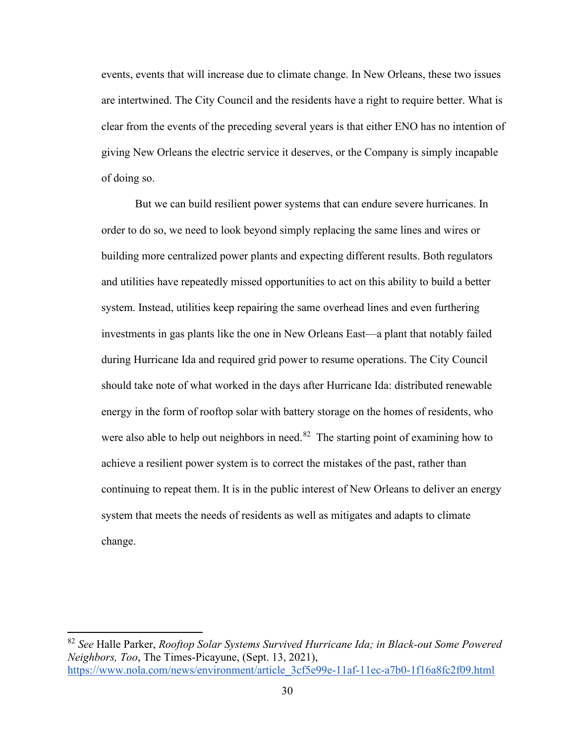events, events that will increase due to climate change. In New Orleans, these two issues are intertwined. The City Council and the residents have a right to require better. What is clear from the events of the preceding several years is that either ENO has no intention of giving New Orleans the electric service it deserves, or the Company is simply incapable of doing so.

But we can build resilient power systems that can endure severe hurricanes. In order to do so, we need to look beyond simply replacing the same lines and wires or building more centralized power plants and expecting different results. Both regulators and utilities have repeatedly missed opportunities to act on this ability to build a better system. Instead, utilities keep repairing the same overhead lines and even furthering investments in gas plants like the one in New Orleans East—a plant that notably failed during Hurricane Ida and required grid power to resume operations. The City Council should take note of what worked in the days after Hurricane Ida: distributed renewable energy in the form of rooftop solar with battery storage on the homes of residents, who were also able to help out neighbors in need.[82] The starting point of examining how to achieve a resilient power system is to correct the mistakes of the past, rather than continuing to repeat them. It is in the public interest of New Orleans to deliver an energy system that meets the needs of residents as well as mitigates and adapts to climate change.

---

[82] *See* Halle Parker, *Rooftop Solar Systems Survived Hurricane Ida; in Black-out Some Powered Neighbors, Too*, The Times-Picayune, (Sept. 13, 2021), https://www.nola.com/news/environment/article_3cf5e99e-11af-11ec-a7b0-1f16a8fc2f09.html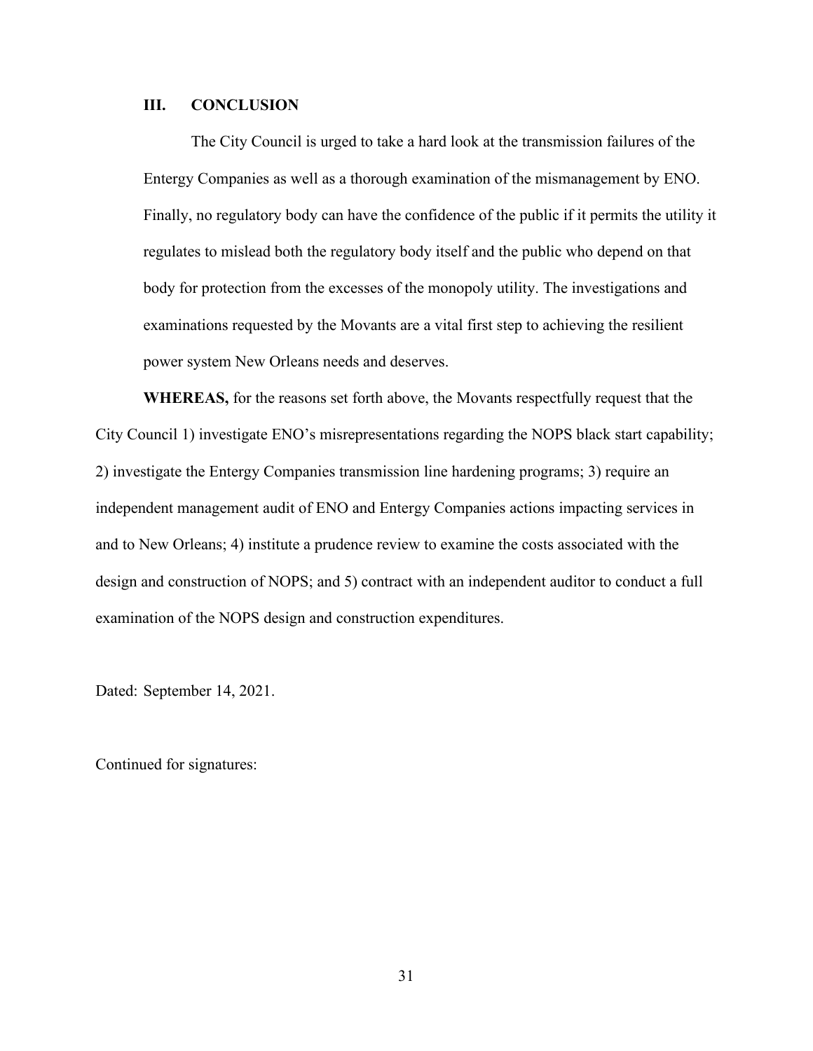## III. CONCLUSION

The City Council is urged to take a hard look at the transmission failures of the Entergy Companies as well as a thorough examination of the mismanagement by ENO. Finally, no regulatory body can have the confidence of the public if it permits the utility it regulates to mislead both the regulatory body itself and the public who depend on that body for protection from the excesses of the monopoly utility. The investigations and examinations requested by the Movants are a vital first step to achieving the resilient power system New Orleans needs and deserves.

**WHEREAS,** for the reasons set forth above, the Movants respectfully request that the City Council 1) investigate ENO's misrepresentations regarding the NOPS black start capability; 2) investigate the Entergy Companies transmission line hardening programs; 3) require an independent management audit of ENO and Entergy Companies actions impacting services in and to New Orleans; 4) institute a prudence review to examine the costs associated with the design and construction of NOPS; and 5) contract with an independent auditor to conduct a full examination of the NOPS design and construction expenditures.

Dated: September 14, 2021.

Continued for signatures: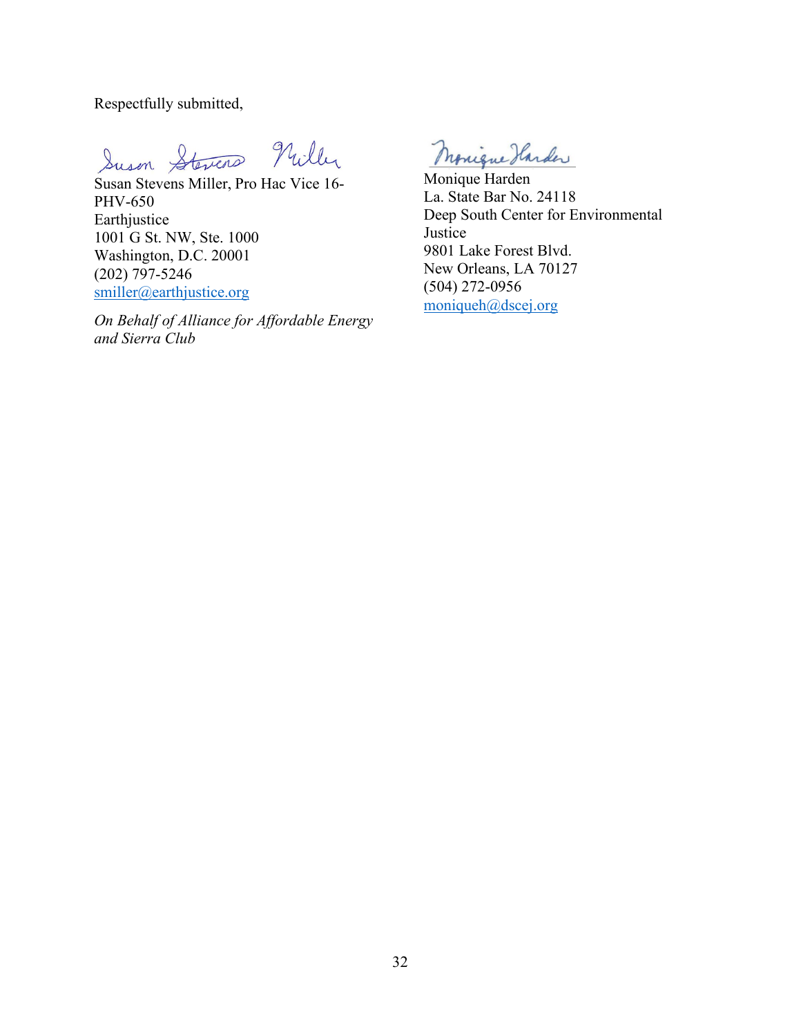Respectfully submitted,

Susan Stevens Miller, Pro Hac Vice 16-PHV-650
Earthjustice
1001 G St. NW, Ste. 1000
Washington, D.C. 20001
(202) 797-5246
smiller@earthjustice.org

*On Behalf of Alliance for Affordable Energy and Sierra Club*

Monique Harden
La. State Bar No. 24118
Deep South Center for Environmental Justice
9801 Lake Forest Blvd.
New Orleans, LA 70127
(504) 272-0956
moniqueh@dscej.org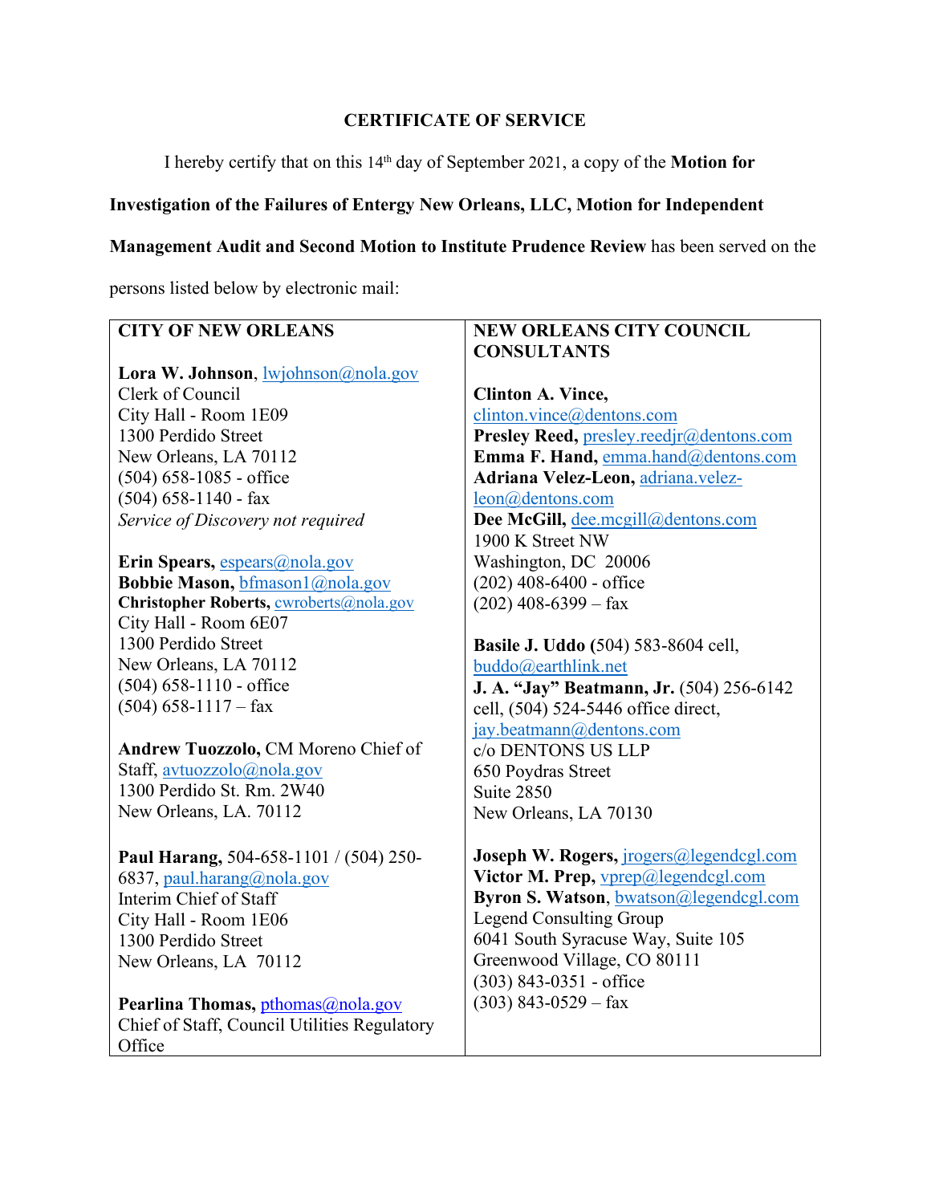## CERTIFICATE OF SERVICE

I hereby certify that on this 14th day of September 2021, a copy of the **Motion for Investigation of the Failures of Entergy New Orleans, LLC, Motion for Independent Management Audit and Second Motion to Institute Prudence Review** has been served on the persons listed below by electronic mail:

| CITY OF NEW ORLEANS | NEW ORLEANS CITY COUNCIL CONSULTANTS |
|---|---|
| **Lora W. Johnson**, lwjohnson@nola.gov<br>Clerk of Council<br>City Hall - Room 1E09<br>1300 Perdido Street<br>New Orleans, LA 70112<br>(504) 658-1085 - office<br>(504) 658-1140 - fax<br>*Service of Discovery not required*<br><br>**Erin Spears,** espears@nola.gov<br>**Bobbie Mason,** bfmason1@nola.gov<br>**Christopher Roberts,** cwroberts@nola.gov<br>City Hall - Room 6E07<br>1300 Perdido Street<br>New Orleans, LA 70112<br>(504) 658-1110 - office<br>(504) 658-1117 – fax<br><br>**Andrew Tuozzolo,** CM Moreno Chief of Staff, avtuozzolo@nola.gov<br>1300 Perdido St. Rm. 2W40<br>New Orleans, LA. 70112<br><br>**Paul Harang,** 504-658-1101 / (504) 250-6837, paul.harang@nola.gov<br>Interim Chief of Staff<br>City Hall - Room 1E06<br>1300 Perdido Street<br>New Orleans, LA 70112<br><br>**Pearlina Thomas,** pthomas@nola.gov<br>Chief of Staff, Council Utilities Regulatory Office | **Clinton A. Vince,** clinton.vince@dentons.com<br>**Presley Reed,** presley.reedjr@dentons.com<br>**Emma F. Hand,** emma.hand@dentons.com<br>**Adriana Velez-Leon,** adriana.velez-leon@dentons.com<br>**Dee McGill,** dee.mcgill@dentons.com<br>1900 K Street NW<br>Washington, DC 20006<br>(202) 408-6400 - office<br>(202) 408-6399 – fax<br><br>**Basile J. Uddo** (504) 583-8604 cell, buddo@earthlink.net<br>**J. A. "Jay" Beatmann, Jr.** (504) 256-6142 cell, (504) 524-5446 office direct, jay.beatmann@dentons.com<br>c/o DENTONS US LLP<br>650 Poydras Street<br>Suite 2850<br>New Orleans, LA 70130<br><br>**Joseph W. Rogers,** jrogers@legendcgl.com<br>**Victor M. Prep,** vprep@legendcgl.com<br>**Byron S. Watson,** bwatson@legendcgl.com<br>Legend Consulting Group<br>6041 South Syracuse Way, Suite 105<br>Greenwood Village, CO 80111<br>(303) 843-0351 - office<br>(303) 843-0529 – fax |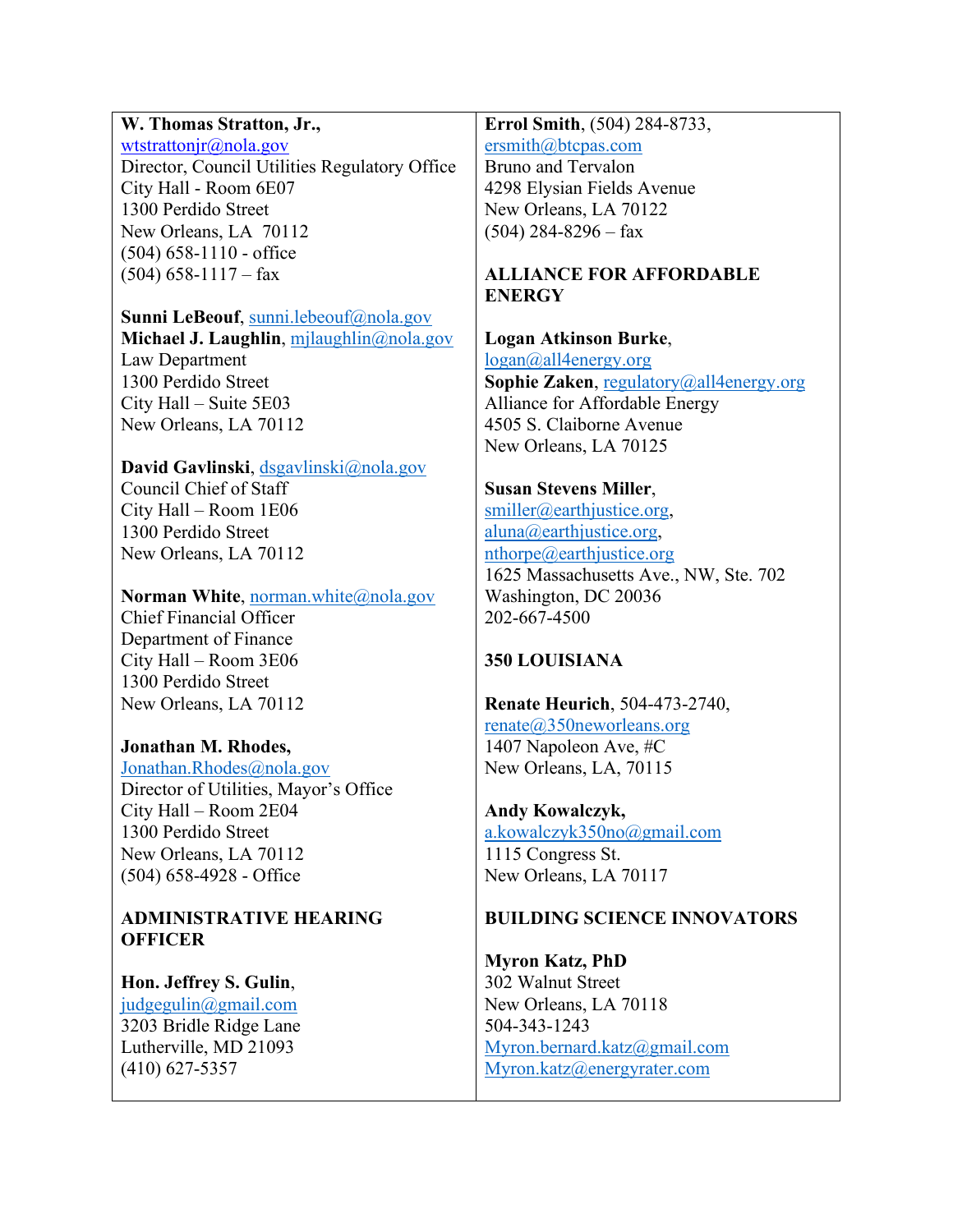**W. Thomas Stratton, Jr.**,
wtstrattonjr@nola.gov
Director, Council Utilities Regulatory Office
City Hall - Room 6E07
1300 Perdido Street
New Orleans, LA 70112
(504) 658-1110 - office
(504) 658-1117 – fax

**Sunni LeBeouf**, sunni.lebeouf@nola.gov
**Michael J. Laughlin**, mjlaughlin@nola.gov
Law Department
1300 Perdido Street
City Hall – Suite 5E03
New Orleans, LA 70112

**David Gavlinski**, dsgavlinski@nola.gov
Council Chief of Staff
City Hall – Room 1E06
1300 Perdido Street
New Orleans, LA 70112

**Norman White**, norman.white@nola.gov
Chief Financial Officer
Department of Finance
City Hall – Room 3E06
1300 Perdido Street
New Orleans, LA 70112

**Jonathan M. Rhodes,**
Jonathan.Rhodes@nola.gov
Director of Utilities, Mayor's Office
City Hall – Room 2E04
1300 Perdido Street
New Orleans, LA 70112
(504) 658-4928 - Office

**ADMINISTRATIVE HEARING OFFICER**

**Hon. Jeffrey S. Gulin**,
judgegulin@gmail.com
3203 Bridle Ridge Lane
Lutherville, MD 21093
(410) 627-5357

**Errol Smith**, (504) 284-8733,
ersmith@btcpas.com
Bruno and Tervalon
4298 Elysian Fields Avenue
New Orleans, LA 70122
(504) 284-8296 – fax

**ALLIANCE FOR AFFORDABLE ENERGY**

**Logan Atkinson Burke**,
logan@all4energy.org
**Sophie Zaken**, regulatory@all4energy.org
Alliance for Affordable Energy
4505 S. Claiborne Avenue
New Orleans, LA 70125

**Susan Stevens Miller**,
smiller@earthjustice.org,
aluna@earthjustice.org,
nthorpe@earthjustice.org
1625 Massachusetts Ave., NW, Ste. 702
Washington, DC 20036
202-667-4500

**350 LOUISIANA**

**Renate Heurich**, 504-473-2740,
renate@350neworleans.org
1407 Napoleon Ave, #C
New Orleans, LA, 70115

**Andy Kowalczyk,**
a.kowalczyk350no@gmail.com
1115 Congress St.
New Orleans, LA 70117

**BUILDING SCIENCE INNOVATORS**

**Myron Katz, PhD**
302 Walnut Street
New Orleans, LA 70118
504-343-1243
Myron.bernard.katz@gmail.com
Myron.katz@energyrater.com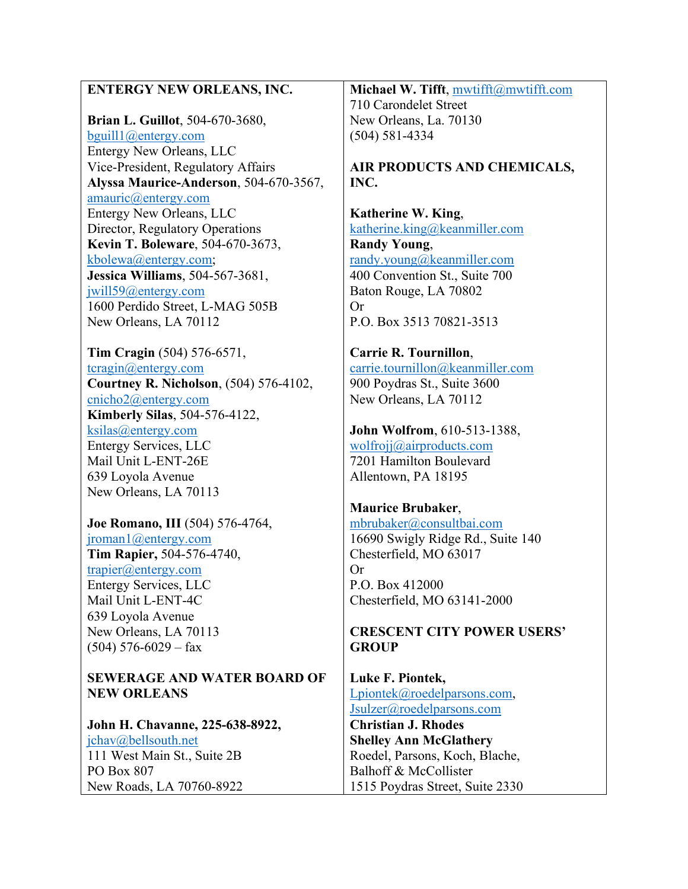**ENTERGY NEW ORLEANS, INC.**

**Brian L. Guillot**, 504-670-3680,
bguill1@entergy.com
Entergy New Orleans, LLC
Vice-President, Regulatory Affairs
**Alyssa Maurice-Anderson**, 504-670-3567,
amauric@entergy.com
Entergy New Orleans, LLC
Director, Regulatory Operations
**Kevin T. Boleware**, 504-670-3673,
kbolewa@entergy.com;
**Jessica Williams**, 504-567-3681,
jwill59@entergy.com
1600 Perdido Street, L-MAG 505B
New Orleans, LA 70112

**Tim Cragin** (504) 576-6571,
tcragin@entergy.com
**Courtney R. Nicholson**, (504) 576-4102,
cnicho2@entergy.com
**Kimberly Silas**, 504-576-4122,
ksilas@entergy.com
Entergy Services, LLC
Mail Unit L-ENT-26E
639 Loyola Avenue
New Orleans, LA 70113

**Joe Romano, III** (504) 576-4764,
jroman1@entergy.com
**Tim Rapier,** 504-576-4740,
trapier@entergy.com
Entergy Services, LLC
Mail Unit L-ENT-4C
639 Loyola Avenue
New Orleans, LA 70113
(504) 576-6029 – fax

**SEWERAGE AND WATER BOARD OF NEW ORLEANS**

**John H. Chavanne, 225-638-8922,**
jchav@bellsouth.net
111 West Main St., Suite 2B
PO Box 807
New Roads, LA 70760-8922

**Michael W. Tifft**, mwtifft@mwtifft.com
710 Carondelet Street
New Orleans, La. 70130
(504) 581-4334

**AIR PRODUCTS AND CHEMICALS, INC.**

**Katherine W. King**,
katherine.king@keanmiller.com
**Randy Young**,
randy.young@keanmiller.com
400 Convention St., Suite 700
Baton Rouge, LA 70802
Or
P.O. Box 3513 70821-3513

**Carrie R. Tournillon**,
carrie.tournillon@keanmiller.com
900 Poydras St., Suite 3600
New Orleans, LA 70112

**John Wolfrom**, 610-513-1388,
wolfrojj@airproducts.com
7201 Hamilton Boulevard
Allentown, PA 18195

**Maurice Brubaker**,
mbrubaker@consultbai.com
16690 Swigly Ridge Rd., Suite 140
Chesterfield, MO 63017
Or
P.O. Box 412000
Chesterfield, MO 63141-2000

**CRESCENT CITY POWER USERS' GROUP**

**Luke F. Piontek,**
Lpiontek@roedelparsons.com,
Jsulzer@roedelparsons.com
**Christian J. Rhodes**
**Shelley Ann McGlathery**
Roedel, Parsons, Koch, Blache,
Balhoff & McCollister
1515 Poydras Street, Suite 2330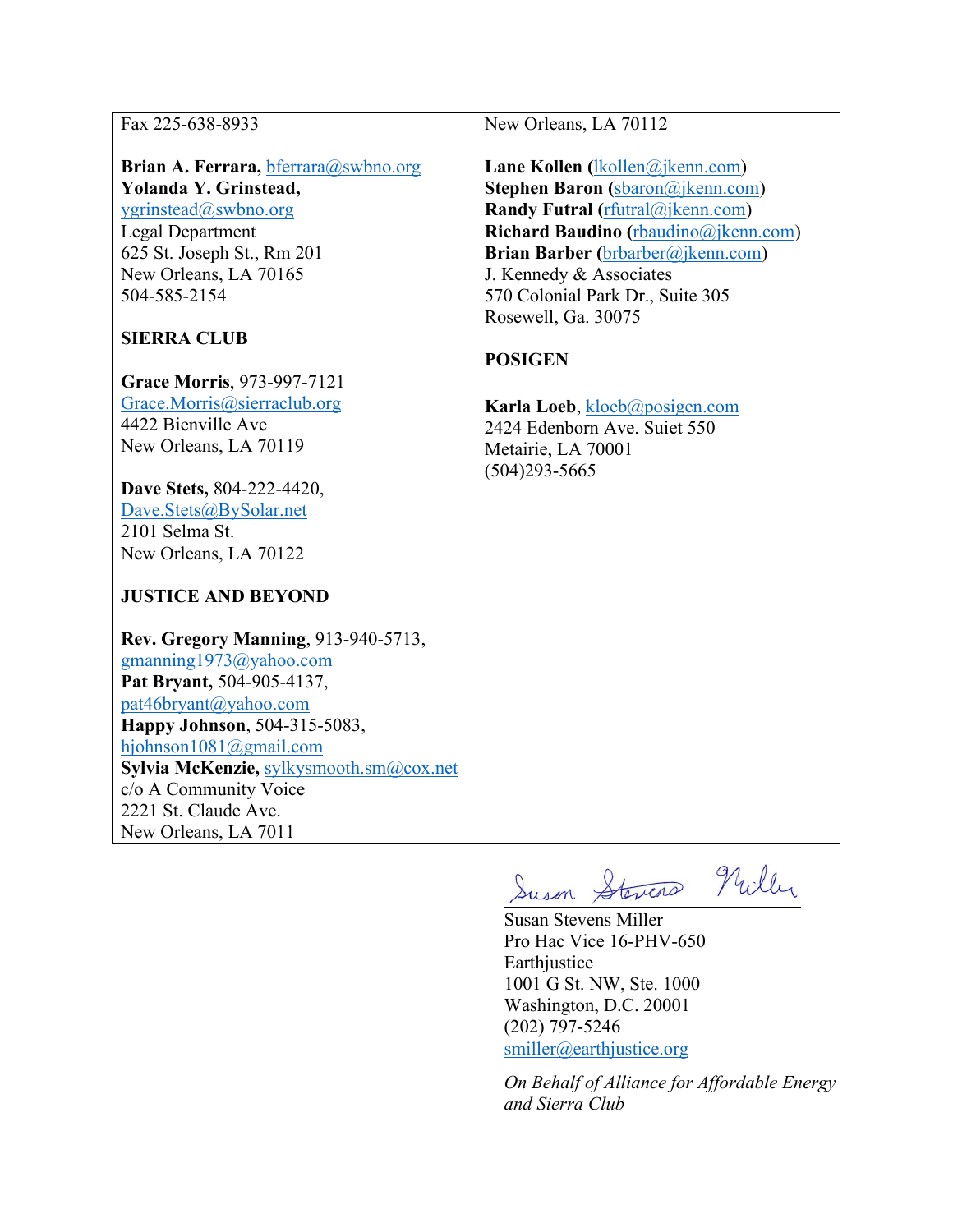| | |
|---|---|
| Fax 225-638-8933<br><br>**Brian A. Ferrara,** bferrara@swbno.org<br>**Yolanda Y. Grinstead,** ygrinstead@swbno.org<br>Legal Department<br>625 St. Joseph St., Rm 201<br>New Orleans, LA 70165<br>504-585-2154<br><br>**SIERRA CLUB**<br><br>**Grace Morris**, 973-997-7121<br>Grace.Morris@sierraclub.org<br>4422 Bienville Ave<br>New Orleans, LA 70119<br><br>**Dave Stets,** 804-222-4420,<br>Dave.Stets@BySolar.net<br>2101 Selma St.<br>New Orleans, LA 70122<br><br>**JUSTICE AND BEYOND**<br><br>**Rev. Gregory Manning**, 913-940-5713,<br>gmanning1973@yahoo.com<br>**Pat Bryant,** 504-905-4137,<br>pat46bryant@yahoo.com<br>**Happy Johnson**, 504-315-5083,<br>hjohnson1081@gmail.com<br>**Sylvia McKenzie,** sylkysmooth.sm@cox.net<br>c/o A Community Voice<br>2221 St. Claude Ave.<br>New Orleans, LA 7011 | New Orleans, LA 70112<br><br>**Lane Kollen** (lkollen@jkenn.com)<br>**Stephen Baron** (sbaron@jkenn.com)<br>**Randy Futral** (rfutral@jkenn.com)<br>**Richard Baudino** (rbaudino@jkenn.com)<br>**Brian Barber** (brbarber@jkenn.com)<br>J. Kennedy & Associates<br>570 Colonial Park Dr., Suite 305<br>Rosewell, Ga. 30075<br><br>**POSIGEN**<br><br>**Karla Loeb**, kloeb@posigen.com<br>2424 Edenborn Ave. Suiet 550<br>Metairie, LA 70001<br>(504)293-5665 |

Susan Stevens Miller
Pro Hac Vice 16-PHV-650
Earthjustice
1001 G St. NW, Ste. 1000
Washington, D.C. 20001
(202) 797-5246
smiller@earthjustice.org

*On Behalf of Alliance for Affordable Energy and Sierra Club*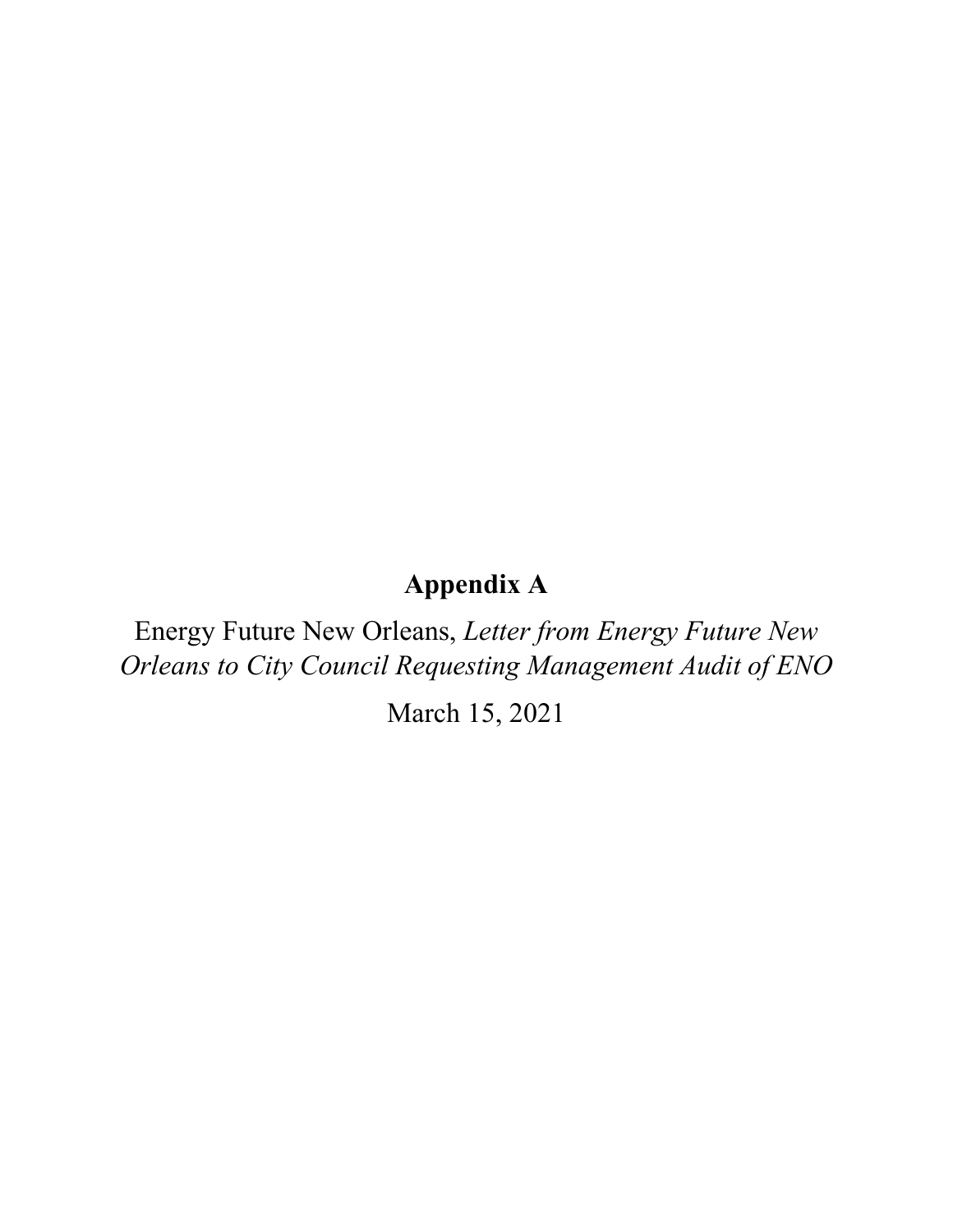# Appendix A

Energy Future New Orleans, *Letter from Energy Future New Orleans to City Council Requesting Management Audit of ENO*

March 15, 2021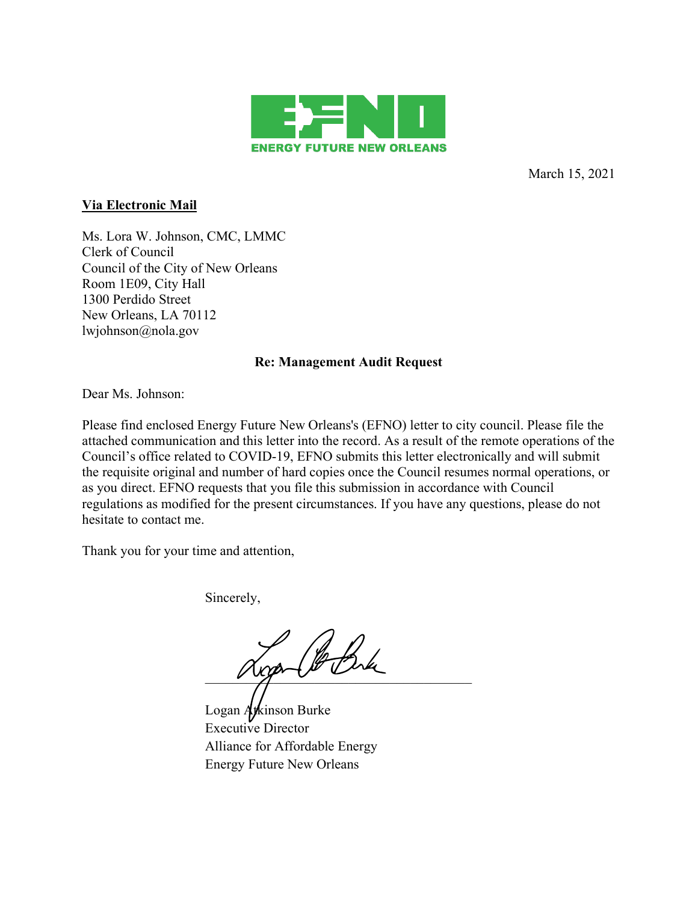ENERGY FUTURE NEW ORLEANS

March 15, 2021

**Via Electronic Mail**

Ms. Lora W. Johnson, CMC, LMMC
Clerk of Council
Council of the City of New Orleans
Room 1E09, City Hall
1300 Perdido Street
New Orleans, LA 70112
lwjohnson@nola.gov

**Re: Management Audit Request**

Dear Ms. Johnson:

Please find enclosed Energy Future New Orleans's (EFNO) letter to city council. Please file the attached communication and this letter into the record. As a result of the remote operations of the Council's office related to COVID-19, EFNO submits this letter electronically and will submit the requisite original and number of hard copies once the Council resumes normal operations, or as you direct. EFNO requests that you file this submission in accordance with Council regulations as modified for the present circumstances. If you have any questions, please do not hesitate to contact me.

Thank you for your time and attention,

Sincerely,

Logan Atkinson Burke
Executive Director
Alliance for Affordable Energy
Energy Future New Orleans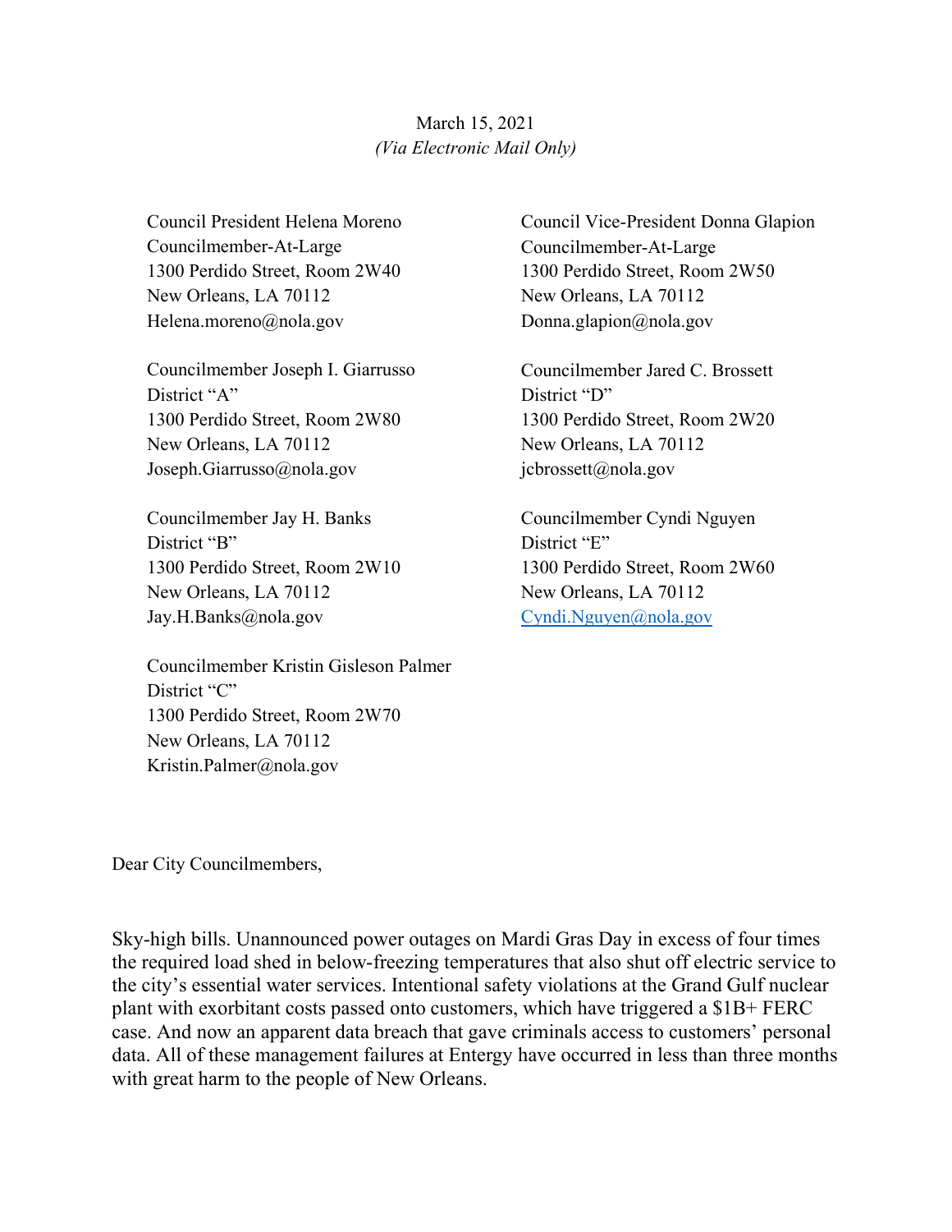March 15, 2021
*(Via Electronic Mail Only)*

Council President Helena Moreno
Councilmember-At-Large
1300 Perdido Street, Room 2W40
New Orleans, LA 70112
Helena.moreno@nola.gov

Council Vice-President Donna Glapion
Councilmember-At-Large
1300 Perdido Street, Room 2W50
New Orleans, LA 70112
Donna.glapion@nola.gov

Councilmember Joseph I. Giarrusso
District "A"
1300 Perdido Street, Room 2W80
New Orleans, LA 70112
Joseph.Giarrusso@nola.gov

Councilmember Jared C. Brossett
District "D"
1300 Perdido Street, Room 2W20
New Orleans, LA 70112
jcbrossett@nola.gov

Councilmember Jay H. Banks
District "B"
1300 Perdido Street, Room 2W10
New Orleans, LA 70112
Jay.H.Banks@nola.gov

Councilmember Cyndi Nguyen
District "E"
1300 Perdido Street, Room 2W60
New Orleans, LA 70112
Cyndi.Nguyen@nola.gov

Councilmember Kristin Gisleson Palmer
District "C"
1300 Perdido Street, Room 2W70
New Orleans, LA 70112
Kristin.Palmer@nola.gov

Dear City Councilmembers,

Sky-high bills. Unannounced power outages on Mardi Gras Day in excess of four times the required load shed in below-freezing temperatures that also shut off electric service to the city's essential water services. Intentional safety violations at the Grand Gulf nuclear plant with exorbitant costs passed onto customers, which have triggered a $1B+ FERC case. And now an apparent data breach that gave criminals access to customers' personal data. All of these management failures at Entergy have occurred in less than three months with great harm to the people of New Orleans.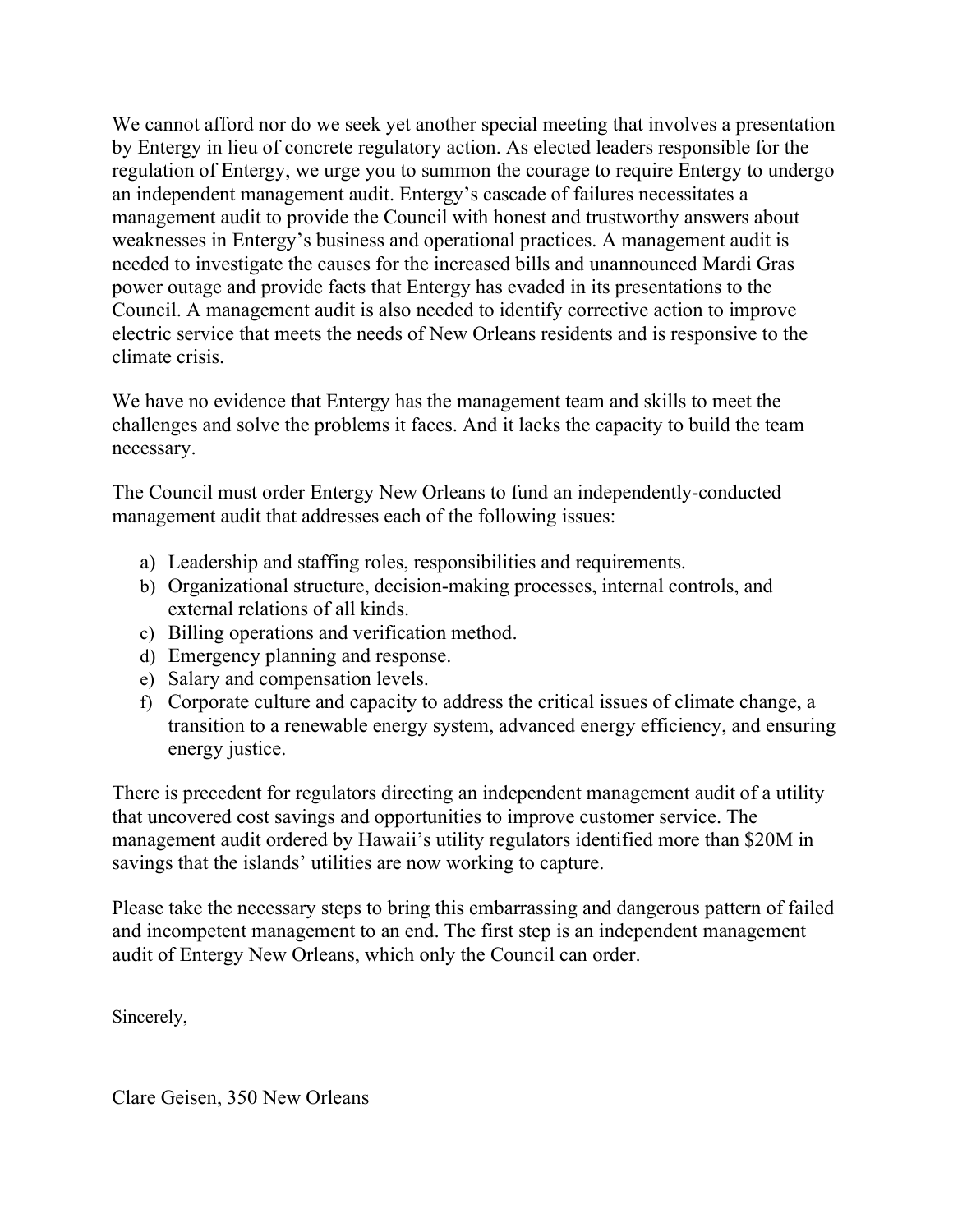We cannot afford nor do we seek yet another special meeting that involves a presentation by Entergy in lieu of concrete regulatory action. As elected leaders responsible for the regulation of Entergy, we urge you to summon the courage to require Entergy to undergo an independent management audit. Entergy's cascade of failures necessitates a management audit to provide the Council with honest and trustworthy answers about weaknesses in Entergy's business and operational practices. A management audit is needed to investigate the causes for the increased bills and unannounced Mardi Gras power outage and provide facts that Entergy has evaded in its presentations to the Council. A management audit is also needed to identify corrective action to improve electric service that meets the needs of New Orleans residents and is responsive to the climate crisis.

We have no evidence that Entergy has the management team and skills to meet the challenges and solve the problems it faces. And it lacks the capacity to build the team necessary.

The Council must order Entergy New Orleans to fund an independently-conducted management audit that addresses each of the following issues:

a) Leadership and staffing roles, responsibilities and requirements.
b) Organizational structure, decision-making processes, internal controls, and external relations of all kinds.
c) Billing operations and verification method.
d) Emergency planning and response.
e) Salary and compensation levels.
f) Corporate culture and capacity to address the critical issues of climate change, a transition to a renewable energy system, advanced energy efficiency, and ensuring energy justice.

There is precedent for regulators directing an independent management audit of a utility that uncovered cost savings and opportunities to improve customer service. The management audit ordered by Hawaii's utility regulators identified more than $20M in savings that the islands' utilities are now working to capture.

Please take the necessary steps to bring this embarrassing and dangerous pattern of failed and incompetent management to an end. The first step is an independent management audit of Entergy New Orleans, which only the Council can order.

Sincerely,

Clare Geisen, 350 New Orleans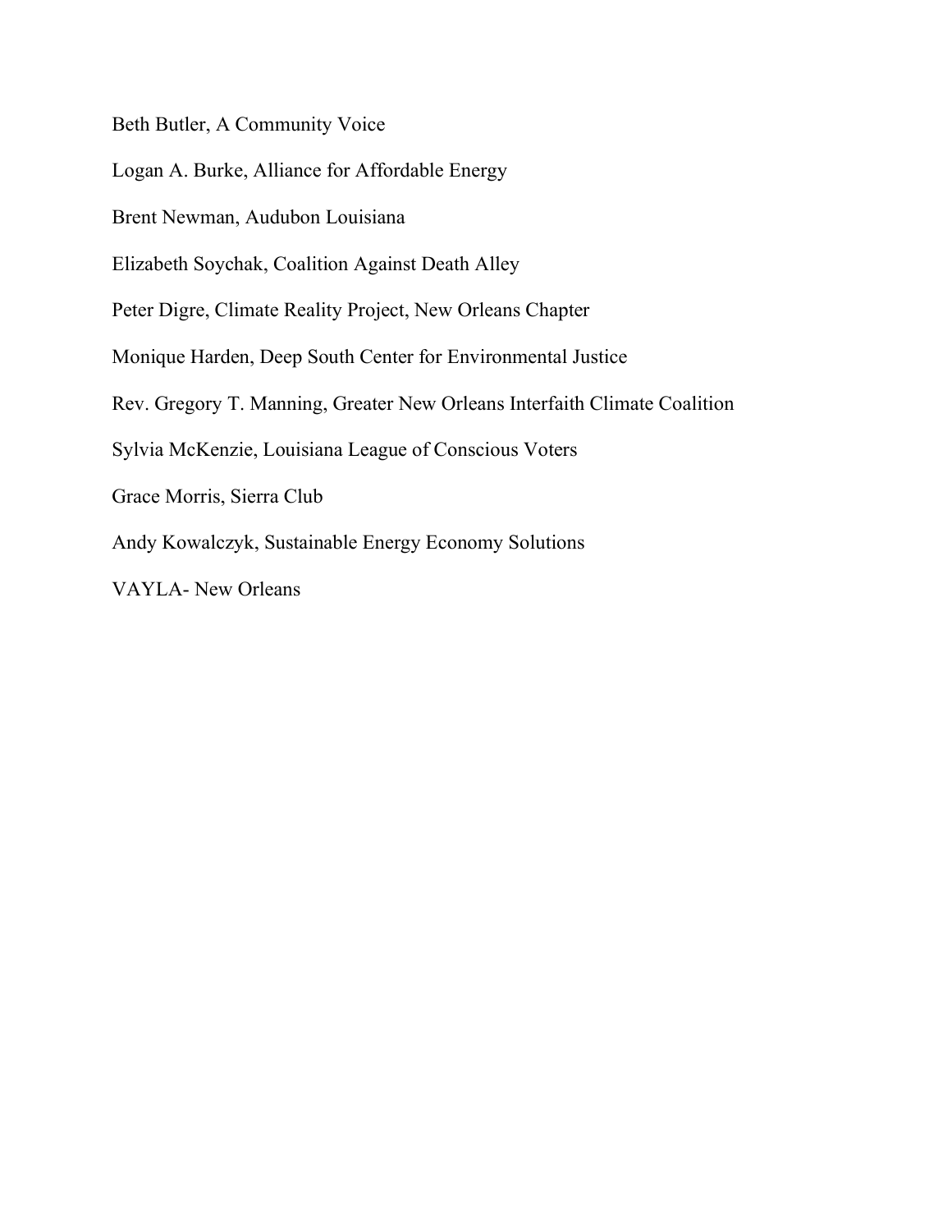Beth Butler, A Community Voice

Logan A. Burke, Alliance for Affordable Energy

Brent Newman, Audubon Louisiana

Elizabeth Soychak, Coalition Against Death Alley

Peter Digre, Climate Reality Project, New Orleans Chapter

Monique Harden, Deep South Center for Environmental Justice

Rev. Gregory T. Manning, Greater New Orleans Interfaith Climate Coalition

Sylvia McKenzie, Louisiana League of Conscious Voters

Grace Morris, Sierra Club

Andy Kowalczyk, Sustainable Energy Economy Solutions

VAYLA- New Orleans